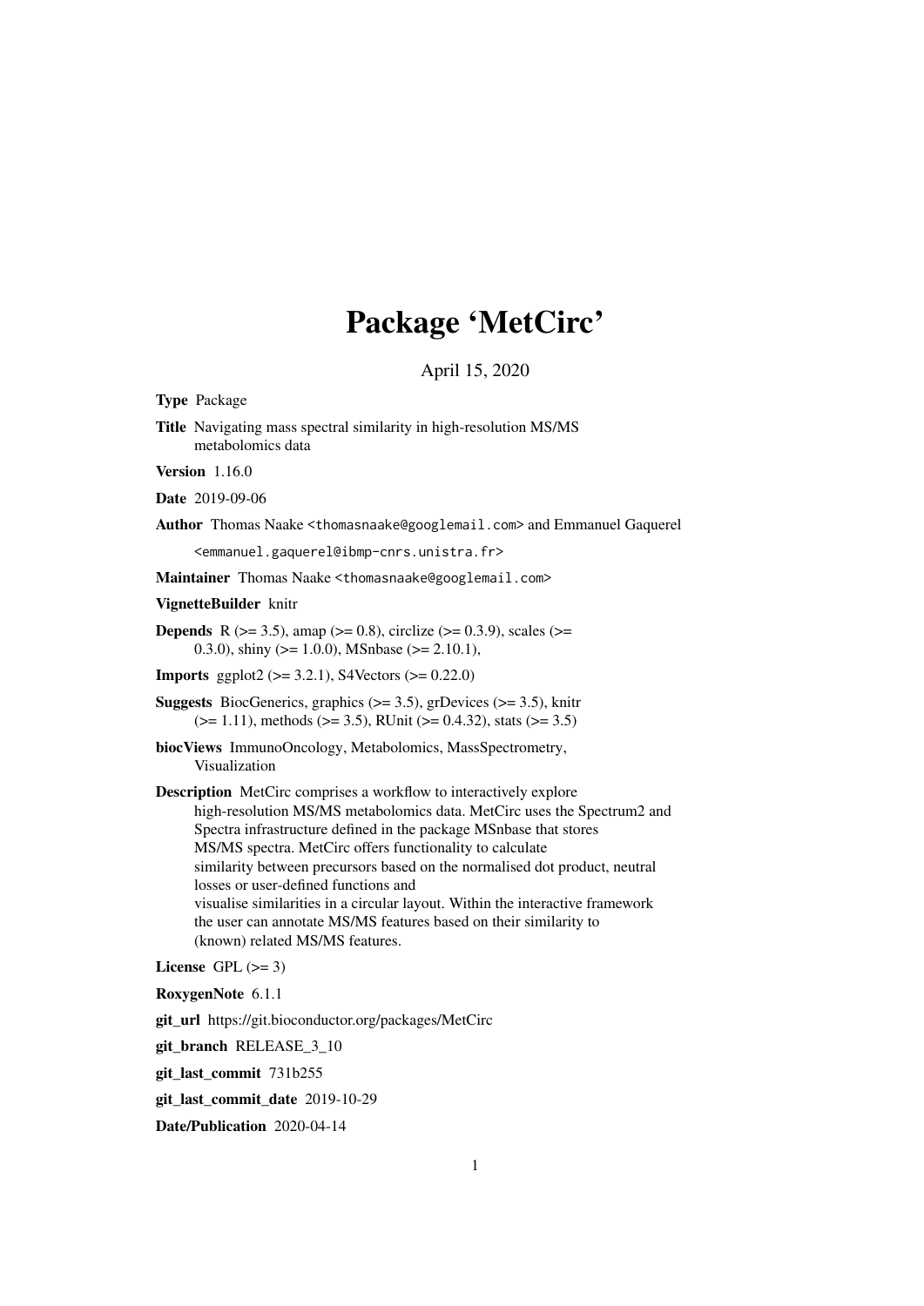# Package 'MetCirc'

April 15, 2020

**Type** Package

**Title** Navigating mass spectral similarity in high-resolution MS/MS metabolomics data

**Version** 1.16.0

**Date** 2019-09-06

**Author** Thomas Naake <thomasnaake@googlemail.com> and Emmanuel Gaquerel <emmanuel.gaquerel@ibmp-cnrs.unistra.fr>

**Maintainer** Thomas Naake <thomasnaake@googlemail.com>

**VignetteBuilder** knitr

**Depends** R (>= 3.5), amap (>= 0.8), circlize (>= 0.3.9), scales (>= 0.3.0), shiny (>= 1.0.0), MSnbase (>= 2.10.1),

**Imports** ggplot2 (>= 3.2.1), S4Vectors (>= 0.22.0)

**Suggests** BiocGenerics, graphics (>= 3.5), grDevices (>= 3.5), knitr (>= 1.11), methods (>= 3.5), RUnit (>= 0.4.32), stats (>= 3.5)

**biocViews** ImmunoOncology, Metabolomics, MassSpectrometry, Visualization

**Description** MetCirc comprises a workflow to interactively explore high-resolution MS/MS metabolomics data. MetCirc uses the Spectrum2 and Spectra infrastructure defined in the package MSnbase that stores MS/MS spectra. MetCirc offers functionality to calculate similarity between precursors based on the normalised dot product, neutral losses or user-defined functions and visualise similarities in a circular layout. Within the interactive framework the user can annotate MS/MS features based on their similarity to (known) related MS/MS features.

**License** GPL (>= 3)

**RoxygenNote** 6.1.1

**git_url** https://git.bioconductor.org/packages/MetCirc

**git_branch** RELEASE_3_10

**git_last_commit** 731b255

**git_last_commit_date** 2019-10-29

**Date/Publication** 2020-04-14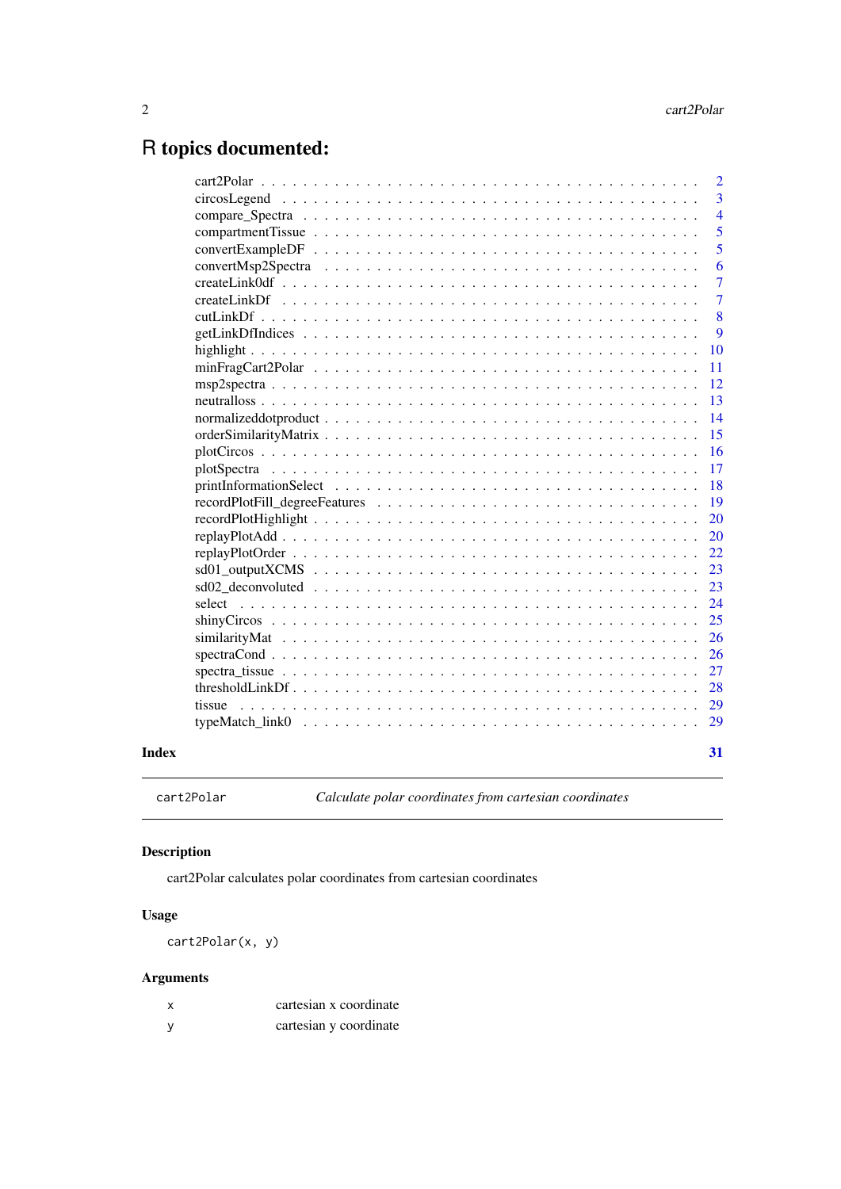# R topics documented:

| | |
|---|---|
| cart2Polar | 2 |
| circosLegend | 3 |
| compare_Spectra | 4 |
| compartmentTissue | 5 |
| convertExampleDF | 5 |
| convertMsp2Spectra | 6 |
| createLink0df | 7 |
| createLinkDf | 7 |
| cutLinkDf | 8 |
| getLinkDfIndices | 9 |
| highlight | 10 |
| minFragCart2Polar | 11 |
| msp2spectra | 12 |
| neutralloss | 13 |
| normalizeddotproduct | 14 |
| orderSimilarityMatrix | 15 |
| plotCircos | 16 |
| plotSpectra | 17 |
| printInformationSelect | 18 |
| recordPlotFill_degreeFeatures | 19 |
| recordPlotHighlight | 20 |
| replayPlotAdd | 20 |
| replayPlotOrder | 22 |
| sd01_outputXCMS | 23 |
| sd02_deconvoluted | 23 |
| select | 24 |
| shinyCircos | 25 |
| similarityMat | 26 |
| spectraCond | 26 |
| spectra_tissue | 27 |
| thresholdLinkDf | 28 |
| tissue | 29 |
| typeMatch_link0 | 29 |
| **Index** | **31** |

---

`cart2Polar` *Calculate polar coordinates from cartesian coordinates*

---

### Description

cart2Polar calculates polar coordinates from cartesian coordinates

### Usage

```
cart2Polar(x, y)
```

### Arguments

| | |
|---|---|
| x | cartesian x coordinate |
| y | cartesian y coordinate |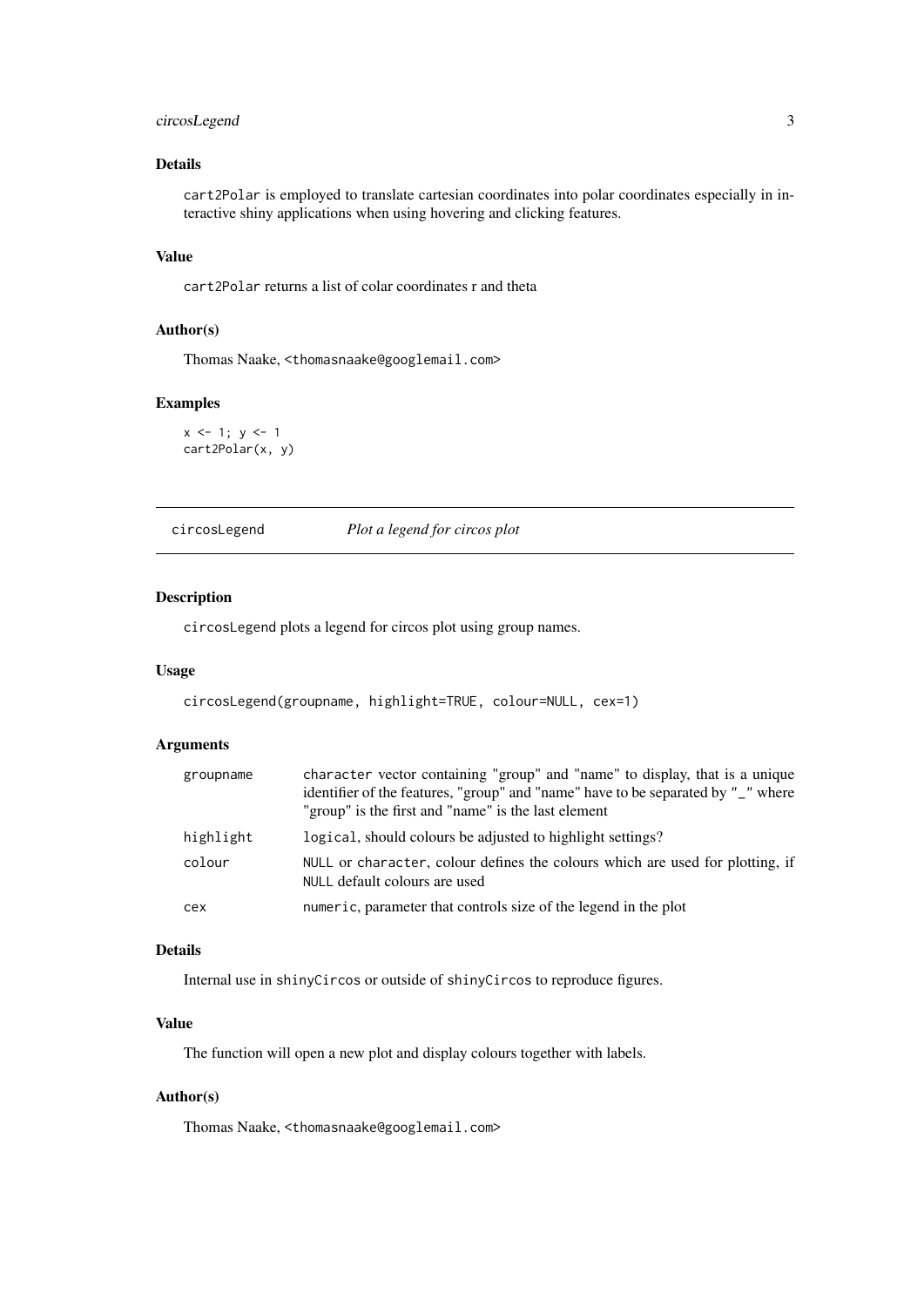### Details

cart2Polar is employed to translate cartesian coordinates into polar coordinates especially in interactive shiny applications when using hovering and clicking features.

### Value

cart2Polar returns a list of colar coordinates r and theta

### Author(s)

Thomas Naake, <thomasnaake@googlemail.com>

### Examples

```
x <- 1; y <- 1
cart2Polar(x, y)
```

---

## circosLegend *Plot a legend for circos plot*

---

### Description

circosLegend plots a legend for circos plot using group names.

### Usage

```
circosLegend(groupname, highlight=TRUE, colour=NULL, cex=1)
```

### Arguments

| | |
|---|---|
| groupname | character vector containing "group" and "name" to display, that is a unique identifier of the features, "group" and "name" have to be separated by "_" where "group" is the first and "name" is the last element |
| highlight | logical, should colours be adjusted to highlight settings? |
| colour | NULL or character, colour defines the colours which are used for plotting, if NULL default colours are used |
| cex | numeric, parameter that controls size of the legend in the plot |

### Details

Internal use in shinyCircos or outside of shinyCircos to reproduce figures.

### Value

The function will open a new plot and display colours together with labels.

### Author(s)

Thomas Naake, <thomasnaake@googlemail.com>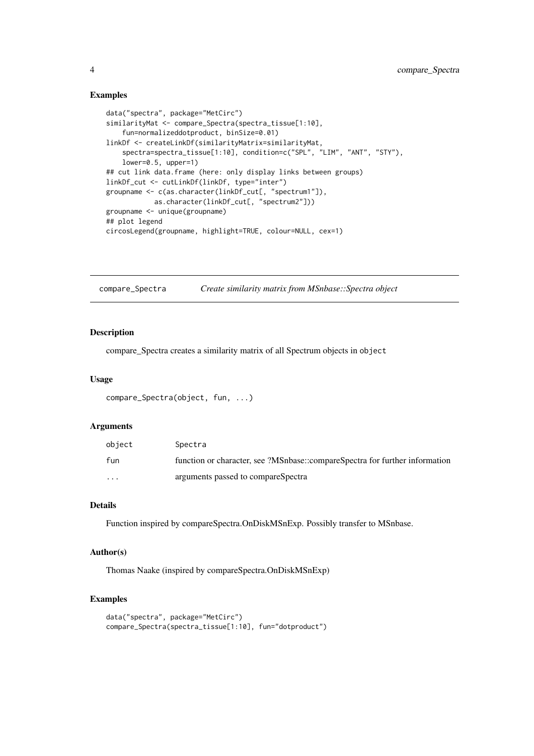## Examples

```
data("spectra", package="MetCirc")
similarityMat <- compare_Spectra(spectra_tissue[1:10],
    fun=normalizeddotproduct, binSize=0.01)
linkDf <- createLinkDf(similarityMatrix=similarityMat,
    spectra=spectra_tissue[1:10], condition=c("SPL", "LIM", "ANT", "STY"),
    lower=0.5, upper=1)
## cut link data.frame (here: only display links between groups)
linkDf_cut <- cutLinkDf(linkDf, type="inter")
groupname <- c(as.character(linkDf_cut[, "spectrum1"]),
            as.character(linkDf_cut[, "spectrum2"]))
groupname <- unique(groupname)
## plot legend
circosLegend(groupname, highlight=TRUE, colour=NULL, cex=1)
```

---

# compare_Spectra — *Create similarity matrix from MSnbase::Spectra object*

## Description

compare_Spectra creates a similarity matrix of all Spectrum objects in `object`

## Usage

```
compare_Spectra(object, fun, ...)
```

## Arguments

| | |
|---|---|
| `object` | Spectra |
| `fun` | function or character, see ?MSnbase::compareSpectra for further information |
| `...` | arguments passed to compareSpectra |

## Details

Function inspired by compareSpectra.OnDiskMSnExp. Possibly transfer to MSnbase.

## Author(s)

Thomas Naake (inspired by compareSpectra.OnDiskMSnExp)

## Examples

```
data("spectra", package="MetCirc")
compare_Spectra(spectra_tissue[1:10], fun="dotproduct")
```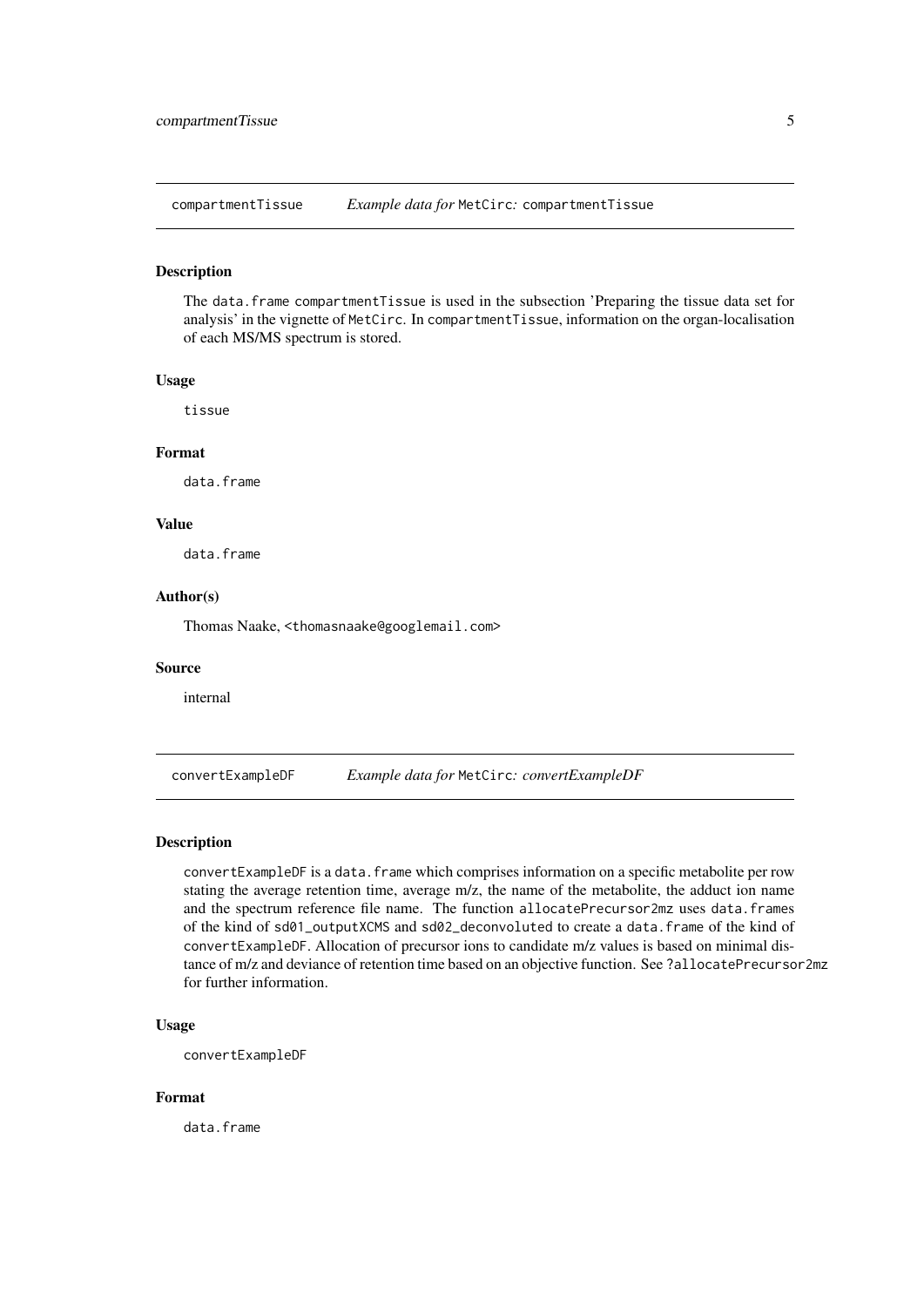## compartmentTissue — *Example data for* `MetCirc`*:* `compartmentTissue`

### Description

The `data.frame` `compartmentTissue` is used in the subsection 'Preparing the tissue data set for analysis' in the vignette of `MetCirc`. In `compartmentTissue`, information on the organ-localisation of each MS/MS spectrum is stored.

### Usage

```
tissue
```

### Format

data.frame

### Value

data.frame

### Author(s)

Thomas Naake, <thomasnaake@googlemail.com>

### Source

internal

## convertExampleDF — *Example data for* `MetCirc`*: convertExampleDF*

### Description

`convertExampleDF` is a `data.frame` which comprises information on a specific metabolite per row stating the average retention time, average m/z, the name of the metabolite, the adduct ion name and the spectrum reference file name. The function `allocatePrecursor2mz` uses `data.frames` of the kind of `sd01_outputXCMS` and `sd02_deconvoluted` to create a `data.frame` of the kind of `convertExampleDF`. Allocation of precursor ions to candidate m/z values is based on minimal distance of m/z and deviance of retention time based on an objective function. See `?allocatePrecursor2mz` for further information.

### Usage

```
convertExampleDF
```

### Format

data.frame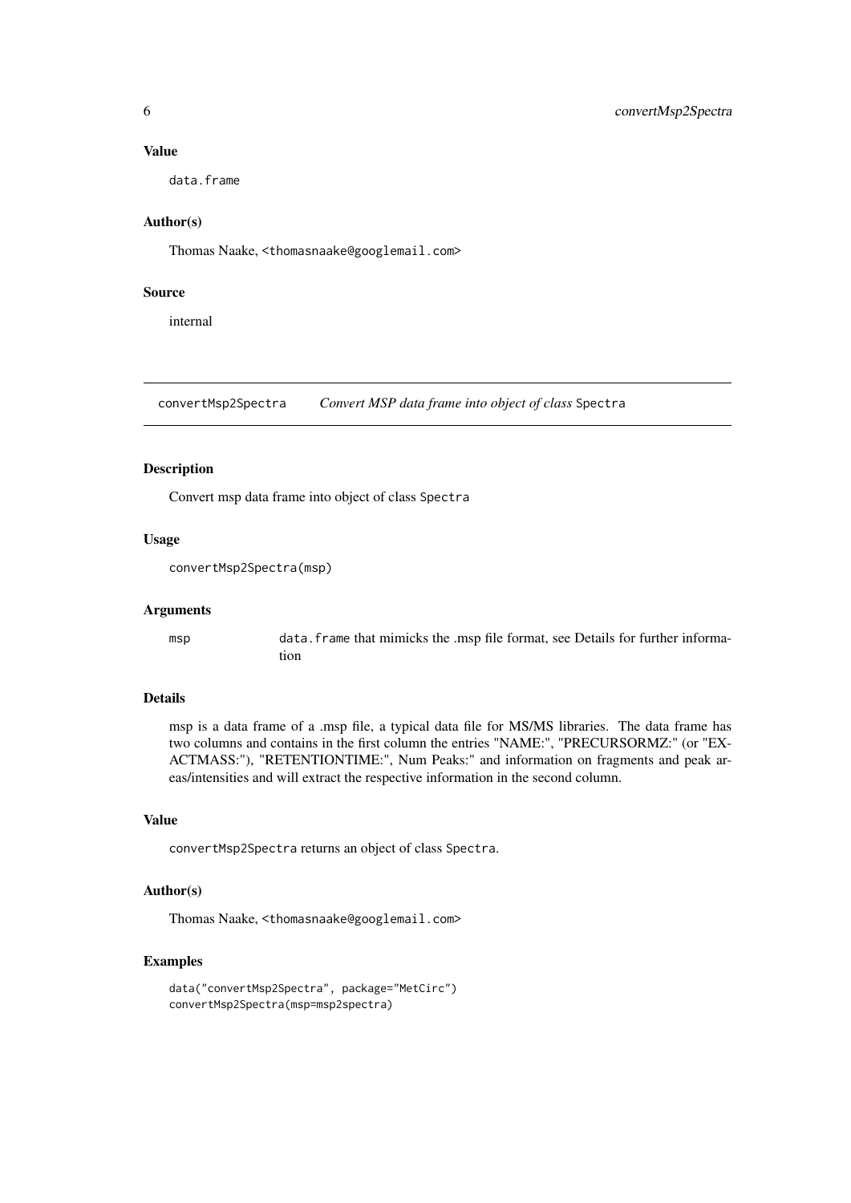### Value

data.frame

### Author(s)

Thomas Naake, <thomasnaake@googlemail.com>

### Source

internal

---

## convertMsp2Spectra — *Convert MSP data frame into object of class* Spectra

### Description

Convert msp data frame into object of class Spectra

### Usage

```
convertMsp2Spectra(msp)
```

### Arguments

| | |
|---|---|
| msp | data.frame that mimicks the .msp file format, see Details for further information |

### Details

msp is a data frame of a .msp file, a typical data file for MS/MS libraries. The data frame has two columns and contains in the first column the entries "NAME:", "PRECURSORMZ:" (or "EXACTMASS:"), "RETENTIONTIME:", Num Peaks:" and information on fragments and peak areas/intensities and will extract the respective information in the second column.

### Value

convertMsp2Spectra returns an object of class Spectra.

### Author(s)

Thomas Naake, <thomasnaake@googlemail.com>

### Examples

```
data("convertMsp2Spectra", package="MetCirc")
convertMsp2Spectra(msp=msp2spectra)
```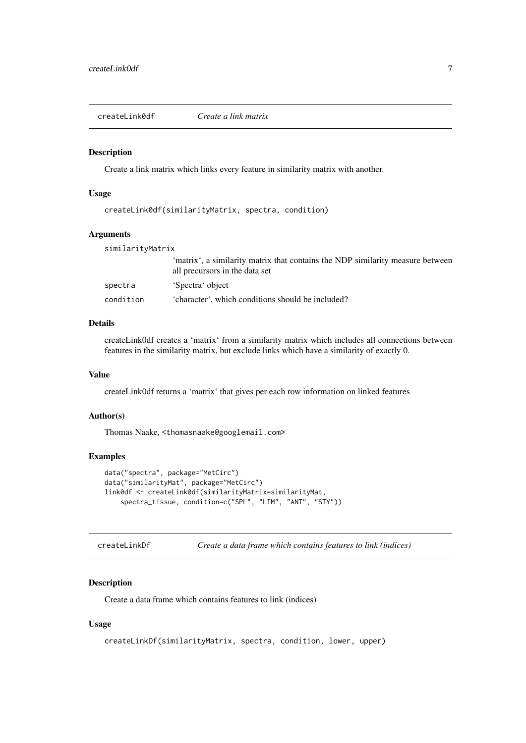## createLink0df — *Create a link matrix*

### Description

Create a link matrix which links every feature in similarity matrix with another.

### Usage

```
createLink0df(similarityMatrix, spectra, condition)
```

### Arguments

| | |
|---|---|
| similarityMatrix | 'matrix', a similarity matrix that contains the NDP similarity measure between all precursors in the data set |
| spectra | 'Spectra' object |
| condition | 'character', which conditions should be included? |

### Details

createLink0df creates a 'matrix' from a similarity matrix which includes all connections between features in the similarity matrix, but exclude links which have a similarity of exactly 0.

### Value

createLink0df returns a 'matrix' that gives per each row information on linked features

### Author(s)

Thomas Naake, <thomasnaake@googlemail.com>

### Examples

```
data("spectra", package="MetCirc")
data("similarityMat", package="MetCirc")
link0df <- createLink0df(similarityMatrix=similarityMat,
    spectra_tissue, condition=c("SPL", "LIM", "ANT", "STY"))
```

## createLinkDf — *Create a data frame which contains features to link (indices)*

### Description

Create a data frame which contains features to link (indices)

### Usage

```
createLinkDf(similarityMatrix, spectra, condition, lower, upper)
```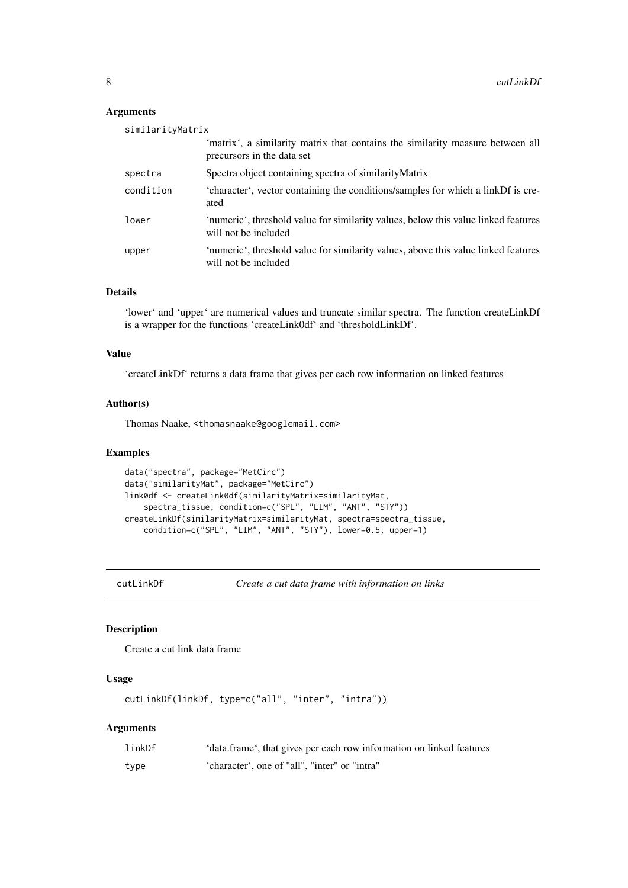## Arguments

| | |
|---|---|
| similarityMatrix | 'matrix', a similarity matrix that contains the similarity measure between all precursors in the data set |
| spectra | Spectra object containing spectra of similarityMatrix |
| condition | 'character', vector containing the conditions/samples for which a linkDf is created |
| lower | 'numeric', threshold value for similarity values, below this value linked features will not be included |
| upper | 'numeric', threshold value for similarity values, above this value linked features will not be included |

## Details

'lower' and 'upper' are numerical values and truncate similar spectra. The function createLinkDf is a wrapper for the functions 'createLink0df' and 'thresholdLinkDf'.

## Value

'createLinkDf' returns a data frame that gives per each row information on linked features

## Author(s)

Thomas Naake, <thomasnaake@googlemail.com>

## Examples

```
data("spectra", package="MetCirc")
data("similarityMat", package="MetCirc")
link0df <- createLink0df(similarityMatrix=similarityMat,
    spectra_tissue, condition=c("SPL", "LIM", "ANT", "STY"))
createLinkDf(similarityMatrix=similarityMat, spectra=spectra_tissue,
    condition=c("SPL", "LIM", "ANT", "STY"), lower=0.5, upper=1)
```

# cutLinkDf *Create a cut data frame with information on links*

## Description

Create a cut link data frame

## Usage

```
cutLinkDf(linkDf, type=c("all", "inter", "intra"))
```

## Arguments

| | |
|---|---|
| linkDf | 'data.frame', that gives per each row information on linked features |
| type | 'character', one of "all", "inter" or "intra" |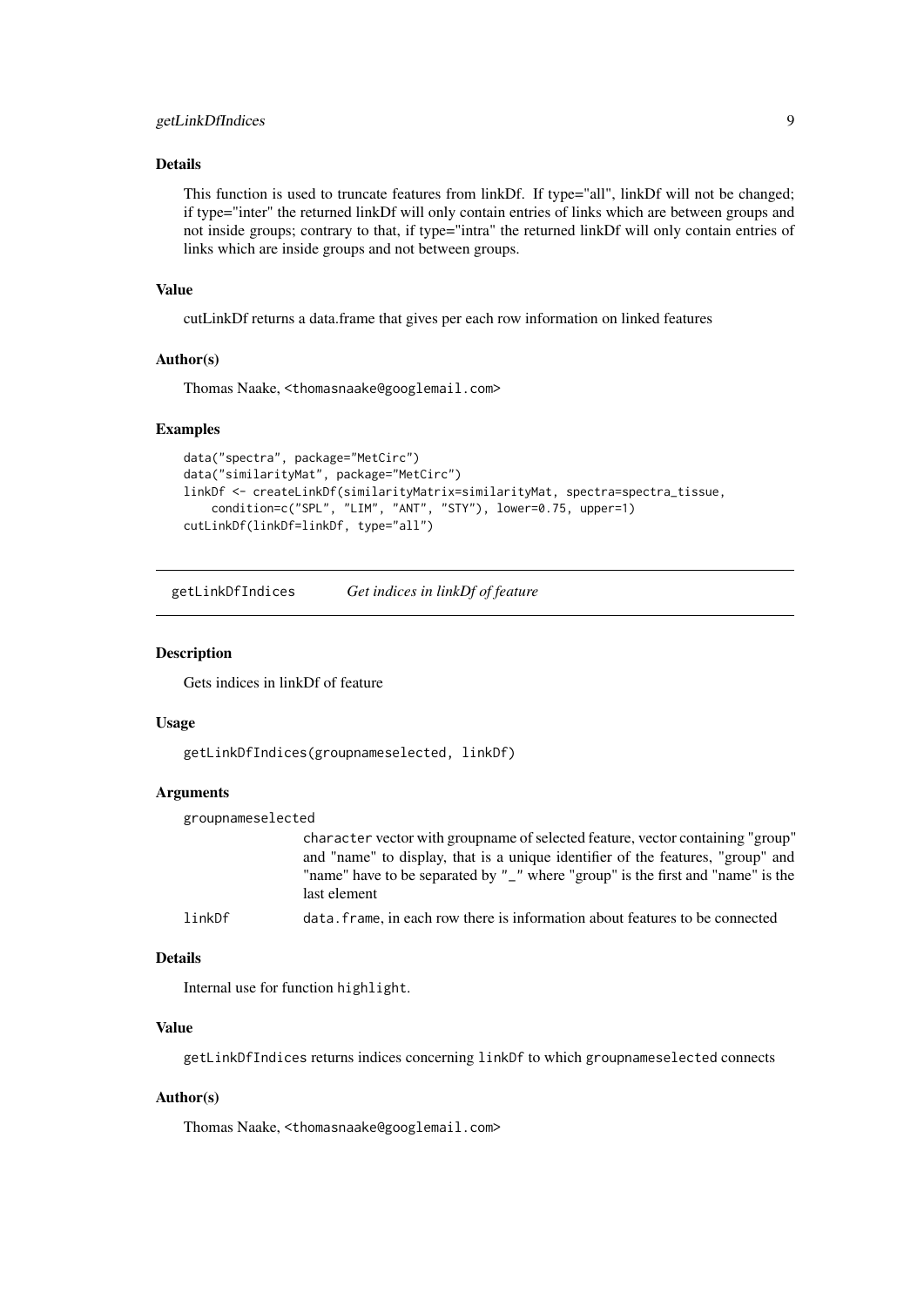### Details

This function is used to truncate features from linkDf. If type="all", linkDf will not be changed; if type="inter" the returned linkDf will only contain entries of links which are between groups and not inside groups; contrary to that, if type="intra" the returned linkDf will only contain entries of links which are inside groups and not between groups.

### Value

cutLinkDf returns a data.frame that gives per each row information on linked features

### Author(s)

Thomas Naake, <thomasnaake@googlemail.com>

### Examples

```
data("spectra", package="MetCirc")
data("similarityMat", package="MetCirc")
linkDf <- createLinkDf(similarityMatrix=similarityMat, spectra=spectra_tissue,
    condition=c("SPL", "LIM", "ANT", "STY"), lower=0.75, upper=1)
cutLinkDf(linkDf=linkDf, type="all")
```

---

## getLinkDfIndices *Get indices in linkDf of feature*

### Description

Gets indices in linkDf of feature

### Usage

```
getLinkDfIndices(groupnameselected, linkDf)
```

### Arguments

| | |
|---|---|
| groupnameselected | `character` vector with groupname of selected feature, vector containing "group" and "name" to display, that is a unique identifier of the features, "group" and "name" have to be separated by "_" where "group" is the first and "name" is the last element |
| linkDf | `data.frame`, in each row there is information about features to be connected |

### Details

Internal use for function `highlight`.

### Value

`getLinkDfIndices` returns indices concerning `linkDf` to which `groupnameselected` connects

### Author(s)

Thomas Naake, <thomasnaake@googlemail.com>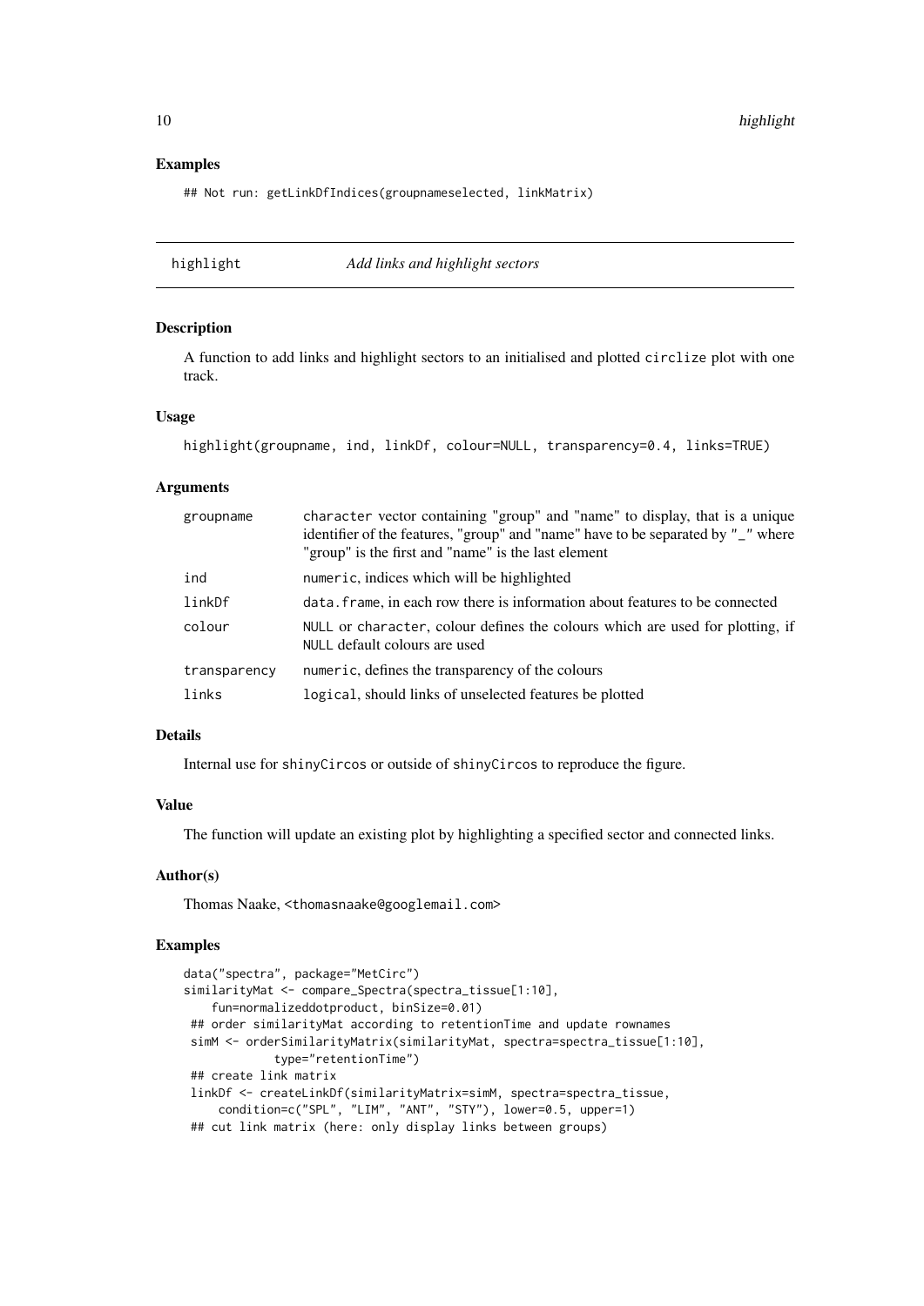## Examples

```
## Not run: getLinkDfIndices(groupnameselected, linkMatrix)
```

---

## highlight — *Add links and highlight sectors*

### Description

A function to add links and highlight sectors to an initialised and plotted `circlize` plot with one track.

### Usage

```
highlight(groupname, ind, linkDf, colour=NULL, transparency=0.4, links=TRUE)
```

### Arguments

| | |
|---|---|
| groupname | `character` vector containing "group" and "name" to display, that is a unique identifier of the features, "group" and "name" have to be separated by "_" where "group" is the first and "name" is the last element |
| ind | `numeric`, indices which will be highlighted |
| linkDf | `data.frame`, in each row there is information about features to be connected |
| colour | `NULL` or `character`, colour defines the colours which are used for plotting, if `NULL` default colours are used |
| transparency | `numeric`, defines the transparency of the colours |
| links | `logical`, should links of unselected features be plotted |

### Details

Internal use for `shinyCircos` or outside of `shinyCircos` to reproduce the figure.

### Value

The function will update an existing plot by highlighting a specified sector and connected links.

### Author(s)

Thomas Naake, <thomasnaake@googlemail.com>

### Examples

```
data("spectra", package="MetCirc")
similarityMat <- compare_Spectra(spectra_tissue[1:10],
    fun=normalizeddotproduct, binSize=0.01)
 ## order similarityMat according to retentionTime and update rownames
 simM <- orderSimilarityMatrix(similarityMat, spectra=spectra_tissue[1:10],
            type="retentionTime")
 ## create link matrix
 linkDf <- createLinkDf(similarityMatrix=simM, spectra=spectra_tissue,
     condition=c("SPL", "LIM", "ANT", "STY"), lower=0.5, upper=1)
 ## cut link matrix (here: only display links between groups)
```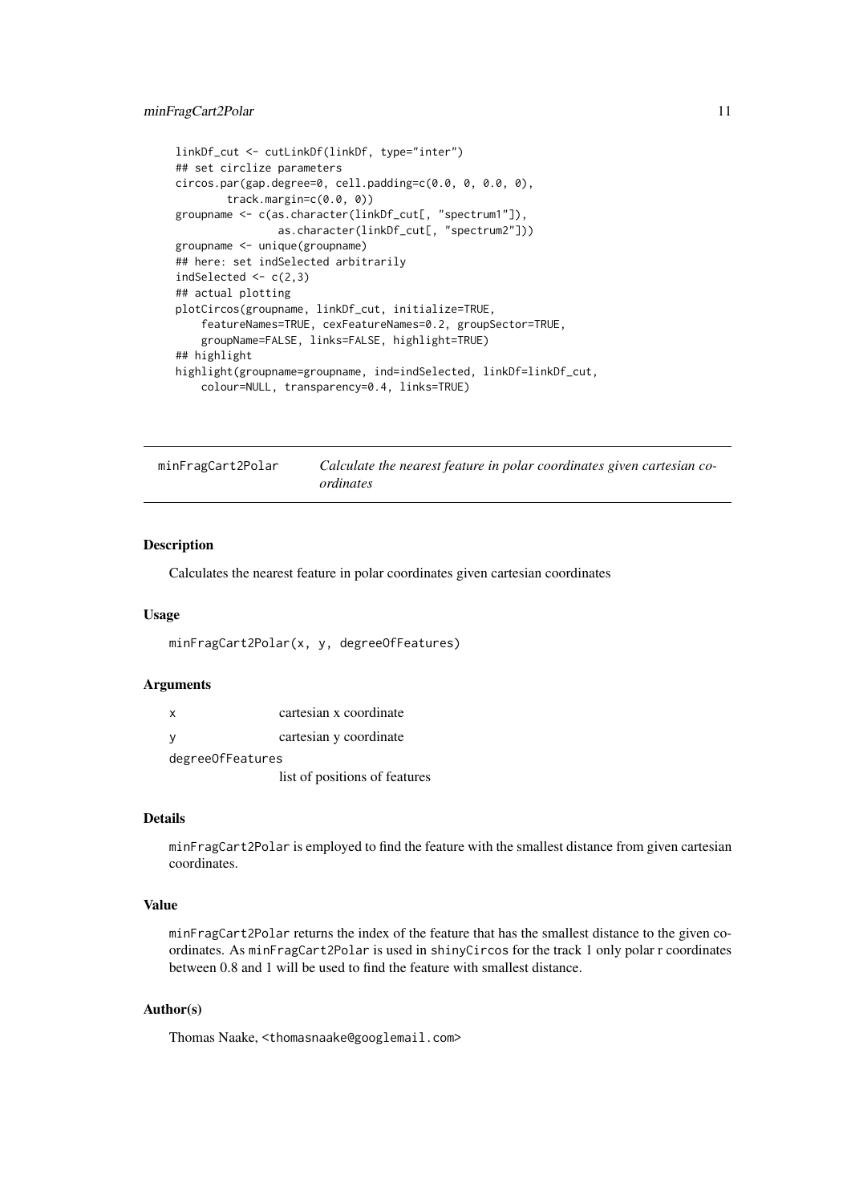```
linkDf_cut <- cutLinkDf(linkDf, type="inter")
## set circlize parameters
circos.par(gap.degree=0, cell.padding=c(0.0, 0, 0.0, 0),
        track.margin=c(0.0, 0))
groupname <- c(as.character(linkDf_cut[, "spectrum1"]),
                as.character(linkDf_cut[, "spectrum2"]))
groupname <- unique(groupname)
## here: set indSelected arbitrarily
indSelected <- c(2,3)
## actual plotting
plotCircos(groupname, linkDf_cut, initialize=TRUE,
    featureNames=TRUE, cexFeatureNames=0.2, groupSector=TRUE,
    groupName=FALSE, links=FALSE, highlight=TRUE)
## highlight
highlight(groupname=groupname, ind=indSelected, linkDf=linkDf_cut,
    colour=NULL, transparency=0.4, links=TRUE)
```

---

## minFragCart2Polar — *Calculate the nearest feature in polar coordinates given cartesian coordinates*

### Description

Calculates the nearest feature in polar coordinates given cartesian coordinates

### Usage

```
minFragCart2Polar(x, y, degreeOfFeatures)
```

### Arguments

| | |
|---|---|
| `x` | cartesian x coordinate |
| `y` | cartesian y coordinate |
| `degreeOfFeatures` | list of positions of features |

### Details

`minFragCart2Polar` is employed to find the feature with the smallest distance from given cartesian coordinates.

### Value

`minFragCart2Polar` returns the index of the feature that has the smallest distance to the given coordinates. As `minFragCart2Polar` is used in `shinyCircos` for the track 1 only polar r coordinates between 0.8 and 1 will be used to find the feature with smallest distance.

### Author(s)

Thomas Naake, <thomasnaake@googlemail.com>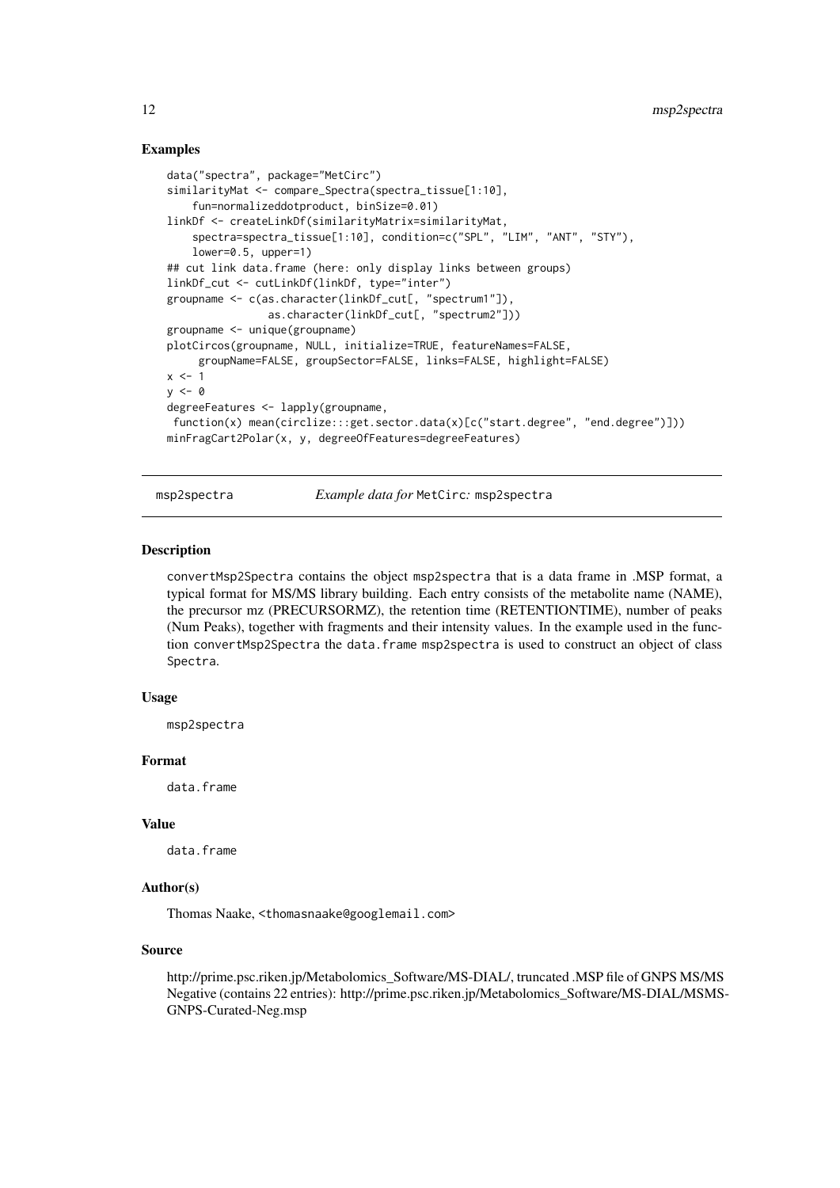## Examples

```
data("spectra", package="MetCirc")
similarityMat <- compare_Spectra(spectra_tissue[1:10],
    fun=normalizeddotproduct, binSize=0.01)
linkDf <- createLinkDf(similarityMatrix=similarityMat,
    spectra=spectra_tissue[1:10], condition=c("SPL", "LIM", "ANT", "STY"),
    lower=0.5, upper=1)
## cut link data.frame (here: only display links between groups)
linkDf_cut <- cutLinkDf(linkDf, type="inter")
groupname <- c(as.character(linkDf_cut[, "spectrum1"]),
               as.character(linkDf_cut[, "spectrum2"]))
groupname <- unique(groupname)
plotCircos(groupname, NULL, initialize=TRUE, featureNames=FALSE,
     groupName=FALSE, groupSector=FALSE, links=FALSE, highlight=FALSE)
x <- 1
y <- 0
degreeFeatures <- lapply(groupname,
 function(x) mean(circlize:::get.sector.data(x)[c("start.degree", "end.degree")]))
minFragCart2Polar(x, y, degreeOfFeatures=degreeFeatures)
```

---

# msp2spectra — *Example data for* MetCirc: msp2spectra

## Description

convertMsp2Spectra contains the object msp2spectra that is a data frame in .MSP format, a typical format for MS/MS library building. Each entry consists of the metabolite name (NAME), the precursor mz (PRECURSORMZ), the retention time (RETENTIONTIME), number of peaks (Num Peaks), together with fragments and their intensity values. In the example used in the function convertMsp2Spectra the data.frame msp2spectra is used to construct an object of class Spectra.

## Usage

```
msp2spectra
```

## Format

data.frame

## Value

data.frame

## Author(s)

Thomas Naake, <thomasnaake@googlemail.com>

## Source

http://prime.psc.riken.jp/Metabolomics_Software/MS-DIAL/, truncated .MSP file of GNPS MS/MS Negative (contains 22 entries): http://prime.psc.riken.jp/Metabolomics_Software/MS-DIAL/MSMS-GNPS-Curated-Neg.msp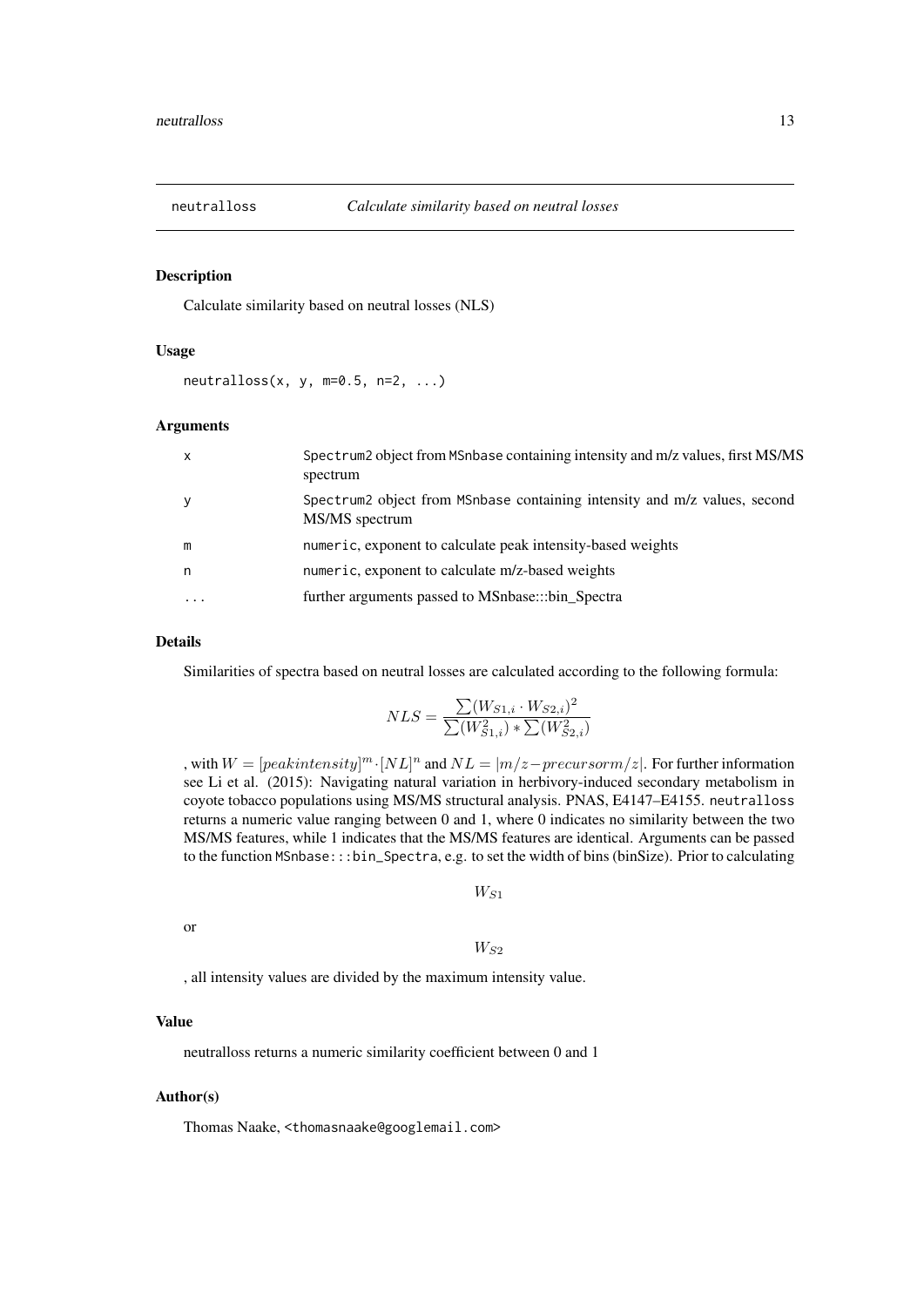neutralloss *Calculate similarity based on neutral losses*

### Description

Calculate similarity based on neutral losses (NLS)

### Usage

```
neutralloss(x, y, m=0.5, n=2, ...)
```

### Arguments

| | |
|---|---|
| x | Spectrum2 object from MSnbase containing intensity and m/z values, first MS/MS spectrum |
| y | Spectrum2 object from MSnbase containing intensity and m/z values, second MS/MS spectrum |
| m | numeric, exponent to calculate peak intensity-based weights |
| n | numeric, exponent to calculate m/z-based weights |
| ... | further arguments passed to MSnbase:::bin_Spectra |

### Details

Similarities of spectra based on neutral losses are calculated according to the following formula:

$$NLS = \frac{\sum(W_{S1,i} \cdot W_{S2,i})^2}{\sum(W_{S1,i}^2) * \sum(W_{S2,i}^2)}$$

, with $W = [peakintensity]^m \cdot [NL]^n$ and $NL = |m/z - precursorm/z|$. For further information see Li et al. (2015): Navigating natural variation in herbivory-induced secondary metabolism in coyote tobacco populations using MS/MS structural analysis. PNAS, E4147–E4155. neutralloss returns a numeric value ranging between 0 and 1, where 0 indicates no similarity between the two MS/MS features, while 1 indicates that the MS/MS features are identical. Arguments can be passed to the function MSnbase:::bin_Spectra, e.g. to set the width of bins (binSize). Prior to calculating

$$W_{S1}$$

or

$$W_{S2}$$

, all intensity values are divided by the maximum intensity value.

### Value

neutralloss returns a numeric similarity coefficient between 0 and 1

### Author(s)

Thomas Naake, <thomasnaake@googlemail.com>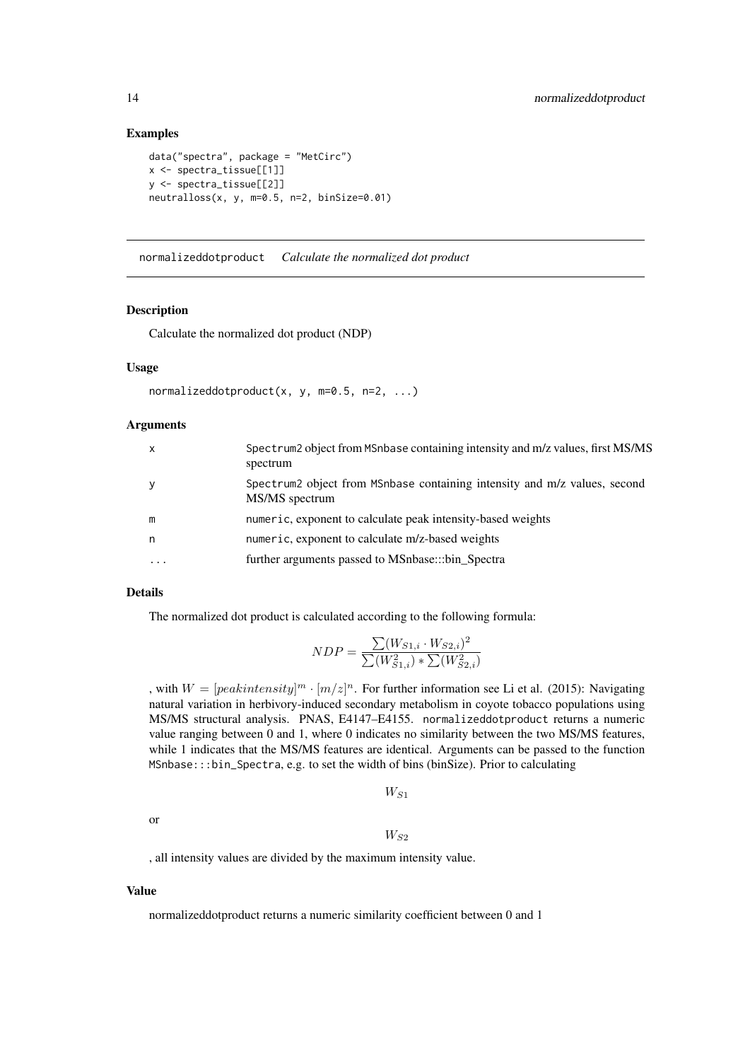### Examples

```
data("spectra", package = "MetCirc")
x <- spectra_tissue[[1]]
y <- spectra_tissue[[2]]
neutralloss(x, y, m=0.5, n=2, binSize=0.01)
```

---

## normalizeddotproduct *Calculate the normalized dot product*

### Description

Calculate the normalized dot product (NDP)

### Usage

```
normalizeddotproduct(x, y, m=0.5, n=2, ...)
```

### Arguments

| | |
|---|---|
| x | Spectrum2 object from MSnbase containing intensity and m/z values, first MS/MS spectrum |
| y | Spectrum2 object from MSnbase containing intensity and m/z values, second MS/MS spectrum |
| m | numeric, exponent to calculate peak intensity-based weights |
| n | numeric, exponent to calculate m/z-based weights |
| ... | further arguments passed to MSnbase:::bin_Spectra |

### Details

The normalized dot product is calculated according to the following formula:

$$NDP = \frac{\sum(W_{S1,i} \cdot W_{S2,i})^2}{\sum(W_{S1,i}^2) * \sum(W_{S2,i}^2)}$$

, with $W = [peakintensity]^m \cdot [m/z]^n$. For further information see Li et al. (2015): Navigating natural variation in herbivory-induced secondary metabolism in coyote tobacco populations using MS/MS structural analysis. PNAS, E4147–E4155. `normalizeddotproduct` returns a numeric value ranging between 0 and 1, where 0 indicates no similarity between the two MS/MS features, while 1 indicates that the MS/MS features are identical. Arguments can be passed to the function `MSnbase:::bin_Spectra`, e.g. to set the width of bins (binSize). Prior to calculating

$$W_{S1}$$

or

$$W_{S2}$$

, all intensity values are divided by the maximum intensity value.

### Value

normalizeddotproduct returns a numeric similarity coefficient between 0 and 1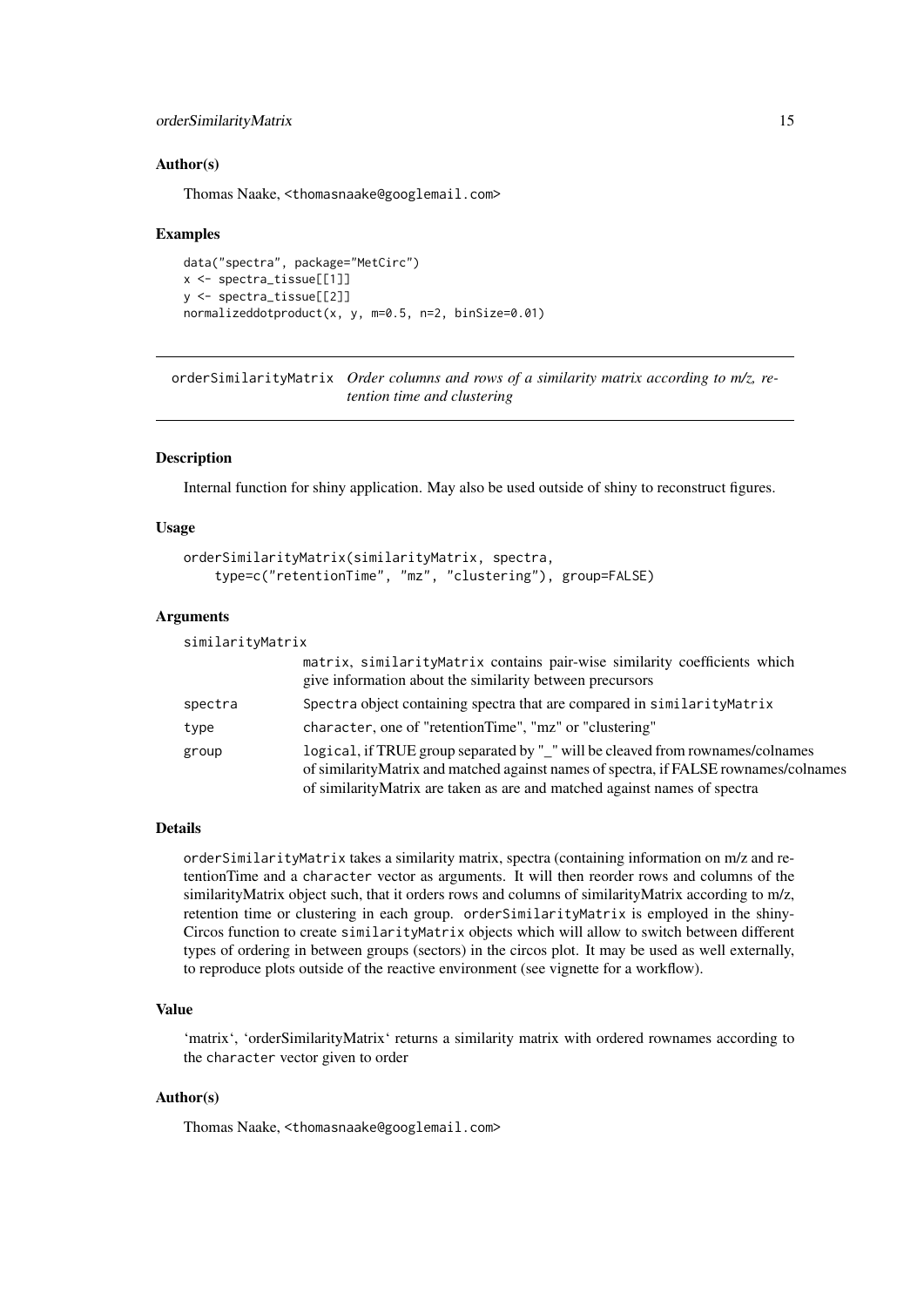### Author(s)

Thomas Naake, <thomasnaake@googlemail.com>

### Examples

```
data("spectra", package="MetCirc")
x <- spectra_tissue[[1]]
y <- spectra_tissue[[2]]
normalizeddotproduct(x, y, m=0.5, n=2, binSize=0.01)
```

---

## orderSimilarityMatrix *Order columns and rows of a similarity matrix according to m/z, retention time and clustering*

---

### Description

Internal function for shiny application. May also be used outside of shiny to reconstruct figures.

### Usage

```
orderSimilarityMatrix(similarityMatrix, spectra,
    type=c("retentionTime", "mz", "clustering"), group=FALSE)
```

### Arguments

| | |
|---|---|
| similarityMatrix | matrix, similarityMatrix contains pair-wise similarity coefficients which give information about the similarity between precursors |
| spectra | Spectra object containing spectra that are compared in similarityMatrix |
| type | character, one of "retentionTime", "mz" or "clustering" |
| group | logical, if TRUE group separated by "_" will be cleaved from rownames/colnames of similarityMatrix and matched against names of spectra, if FALSE rownames/colnames of similarityMatrix are taken as are and matched against names of spectra |

### Details

orderSimilarityMatrix takes a similarity matrix, spectra (containing information on m/z and retentionTime and a character vector as arguments. It will then reorder rows and columns of the similarityMatrix object such, that it orders rows and columns of similarityMatrix according to m/z, retention time or clustering in each group. orderSimilarityMatrix is employed in the shinyCircos function to create similarityMatrix objects which will allow to switch between different types of ordering in between groups (sectors) in the circos plot. It may be used as well externally, to reproduce plots outside of the reactive environment (see vignette for a workflow).

### Value

'matrix', 'orderSimilarityMatrix' returns a similarity matrix with ordered rownames according to the character vector given to order

### Author(s)

Thomas Naake, <thomasnaake@googlemail.com>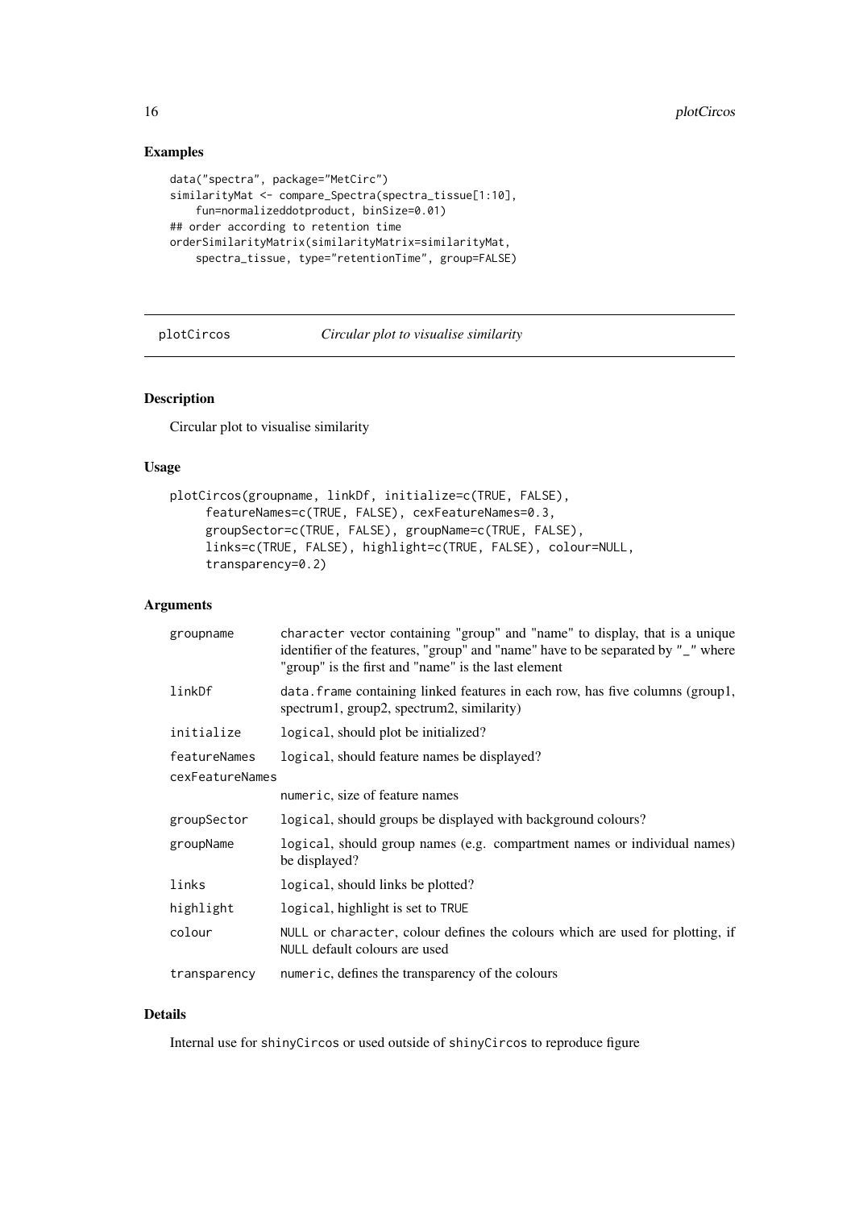### Examples

```
data("spectra", package="MetCirc")
similarityMat <- compare_Spectra(spectra_tissue[1:10],
    fun=normalizeddotproduct, binSize=0.01)
## order according to retention time
orderSimilarityMatrix(similarityMatrix=similarityMat,
    spectra_tissue, type="retentionTime", group=FALSE)
```

---

## plotCircos — *Circular plot to visualise similarity*

### Description

Circular plot to visualise similarity

### Usage

```
plotCircos(groupname, linkDf, initialize=c(TRUE, FALSE),
     featureNames=c(TRUE, FALSE), cexFeatureNames=0.3,
     groupSector=c(TRUE, FALSE), groupName=c(TRUE, FALSE),
     links=c(TRUE, FALSE), highlight=c(TRUE, FALSE), colour=NULL,
     transparency=0.2)
```

### Arguments

| Argument | Description |
|---|---|
| `groupname` | `character` vector containing "group" and "name" to display, that is a unique identifier of the features, "group" and "name" have to be separated by `"_"` where "group" is the first and "name" is the last element |
| `linkDf` | `data.frame` containing linked features in each row, has five columns (group1, spectrum1, group2, spectrum2, similarity) |
| `initialize` | `logical`, should plot be initialized? |
| `featureNames` | `logical`, should feature names be displayed? |
| `cexFeatureNames` | `numeric`, size of feature names |
| `groupSector` | `logical`, should groups be displayed with background colours? |
| `groupName` | `logical`, should group names (e.g. compartment names or individual names) be displayed? |
| `links` | `logical`, should links be plotted? |
| `highlight` | `logical`, highlight is set to `TRUE` |
| `colour` | `NULL` or `character`, colour defines the colours which are used for plotting, if `NULL` default colours are used |
| `transparency` | `numeric`, defines the transparency of the colours |

### Details

Internal use for `shinyCircos` or used outside of `shinyCircos` to reproduce figure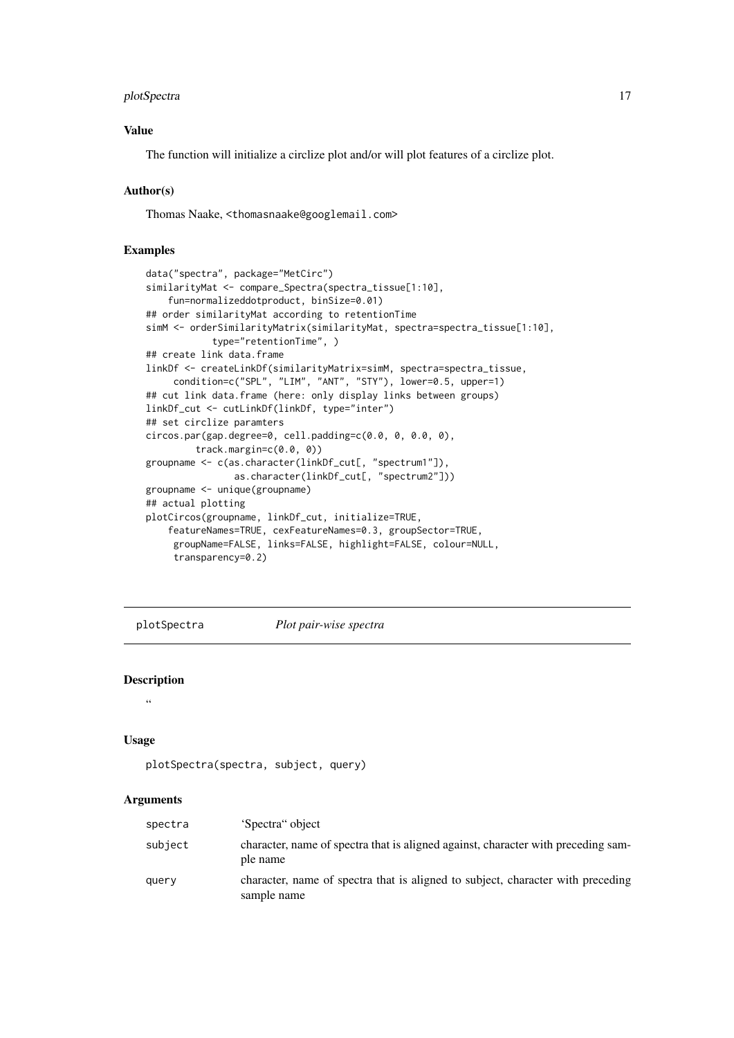### Value

The function will initialize a circlize plot and/or will plot features of a circlize plot.

### Author(s)

Thomas Naake, <thomasnaake@googlemail.com>

### Examples

```
data("spectra", package="MetCirc")
similarityMat <- compare_Spectra(spectra_tissue[1:10],
    fun=normalizeddotproduct, binSize=0.01)
## order similarityMat according to retentionTime
simM <- orderSimilarityMatrix(similarityMat, spectra=spectra_tissue[1:10],
            type="retentionTime", )
## create link data.frame
linkDf <- createLinkDf(similarityMatrix=simM, spectra=spectra_tissue,
     condition=c("SPL", "LIM", "ANT", "STY"), lower=0.5, upper=1)
## cut link data.frame (here: only display links between groups)
linkDf_cut <- cutLinkDf(linkDf, type="inter")
## set circlize paramters
circos.par(gap.degree=0, cell.padding=c(0.0, 0, 0.0, 0),
         track.margin=c(0.0, 0))
groupname <- c(as.character(linkDf_cut[, "spectrum1"]),
               as.character(linkDf_cut[, "spectrum2"]))
groupname <- unique(groupname)
## actual plotting
plotCircos(groupname, linkDf_cut, initialize=TRUE,
    featureNames=TRUE, cexFeatureNames=0.3, groupSector=TRUE,
     groupName=FALSE, links=FALSE, highlight=FALSE, colour=NULL,
     transparency=0.2)
```

---

## plotSpectra — *Plot pair-wise spectra*

### Description

"

### Usage

```
plotSpectra(spectra, subject, query)
```

### Arguments

| | |
|---|---|
| spectra | 'Spectra" object |
| subject | character, name of spectra that is aligned against, character with preceding sample name |
| query | character, name of spectra that is aligned to subject, character with preceding sample name |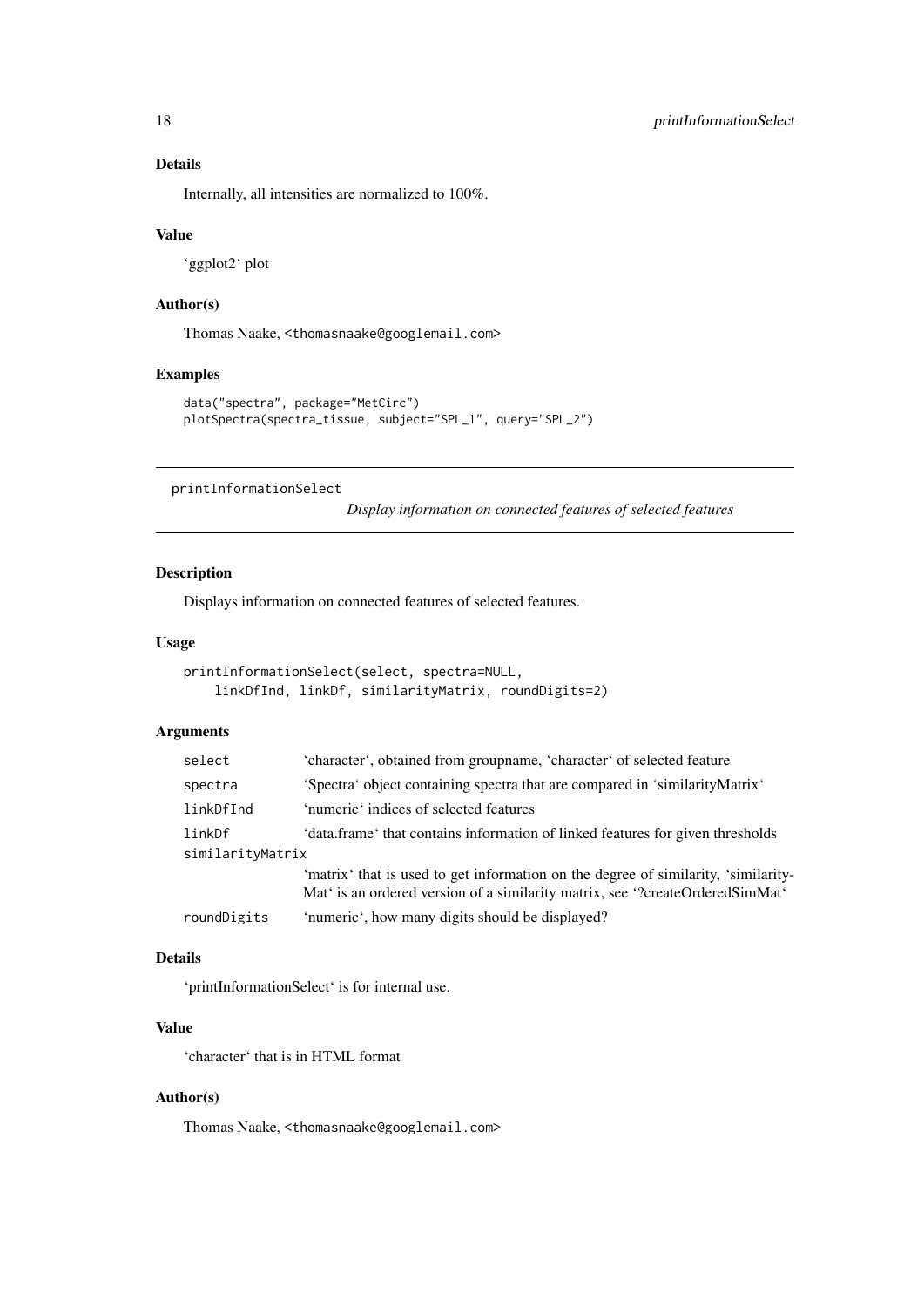### Details

Internally, all intensities are normalized to 100%.

### Value

'ggplot2' plot

### Author(s)

Thomas Naake, <thomasnaake@googlemail.com>

### Examples

```
data("spectra", package="MetCirc")
plotSpectra(spectra_tissue, subject="SPL_1", query="SPL_2")
```

---

## printInformationSelect

*Display information on connected features of selected features*

---

### Description

Displays information on connected features of selected features.

### Usage

```
printInformationSelect(select, spectra=NULL,
    linkDfInd, linkDf, similarityMatrix, roundDigits=2)
```

### Arguments

| | |
|---|---|
| select | 'character', obtained from groupname, 'character' of selected feature |
| spectra | 'Spectra' object containing spectra that are compared in 'similarityMatrix' |
| linkDfInd | 'numeric' indices of selected features |
| linkDf | 'data.frame' that contains information of linked features for given thresholds |
| similarityMatrix | 'matrix' that is used to get information on the degree of similarity, 'similarityMat' is an ordered version of a similarity matrix, see '?createOrderedSimMat' |
| roundDigits | 'numeric', how many digits should be displayed? |

### Details

'printInformationSelect' is for internal use.

### Value

'character' that is in HTML format

### Author(s)

Thomas Naake, <thomasnaake@googlemail.com>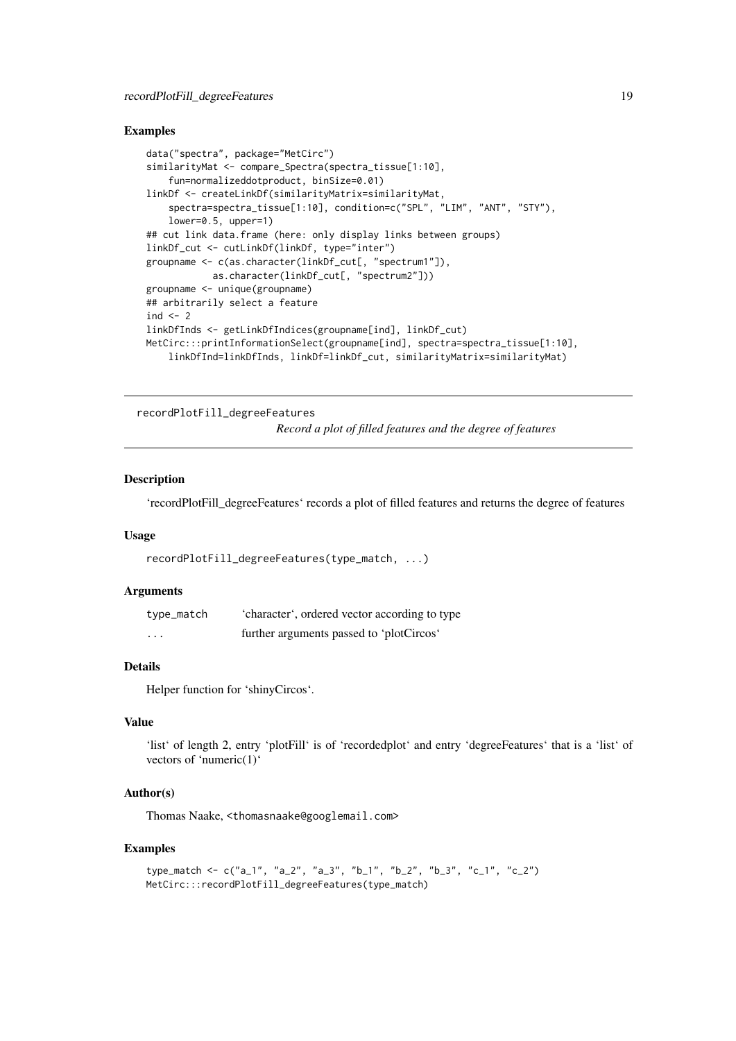### Examples

```
data("spectra", package="MetCirc")
similarityMat <- compare_Spectra(spectra_tissue[1:10],
    fun=normalizeddotproduct, binSize=0.01)
linkDf <- createLinkDf(similarityMatrix=similarityMat,
    spectra=spectra_tissue[1:10], condition=c("SPL", "LIM", "ANT", "STY"),
    lower=0.5, upper=1)
## cut link data.frame (here: only display links between groups)
linkDf_cut <- cutLinkDf(linkDf, type="inter")
groupname <- c(as.character(linkDf_cut[, "spectrum1"]),
            as.character(linkDf_cut[, "spectrum2"]))
groupname <- unique(groupname)
## arbitrarily select a feature
ind <- 2
linkDfInds <- getLinkDfIndices(groupname[ind], linkDf_cut)
MetCirc:::printInformationSelect(groupname[ind], spectra=spectra_tissue[1:10],
    linkDfInd=linkDfInds, linkDf=linkDf_cut, similarityMatrix=similarityMat)
```

---

## recordPlotFill_degreeFeatures

*Record a plot of filled features and the degree of features*

### Description

'recordPlotFill_degreeFeatures' records a plot of filled features and returns the degree of features

### Usage

```
recordPlotFill_degreeFeatures(type_match, ...)
```

### Arguments

| | |
|---|---|
| type_match | 'character', ordered vector according to type |
| ... | further arguments passed to 'plotCircos' |

### Details

Helper function for 'shinyCircos'.

### Value

'list' of length 2, entry 'plotFill' is of 'recordedplot' and entry 'degreeFeatures' that is a 'list' of vectors of 'numeric(1)'

### Author(s)

Thomas Naake, <thomasnaake@googlemail.com>

### Examples

```
type_match <- c("a_1", "a_2", "a_3", "b_1", "b_2", "b_3", "c_1", "c_2")
MetCirc:::recordPlotFill_degreeFeatures(type_match)
```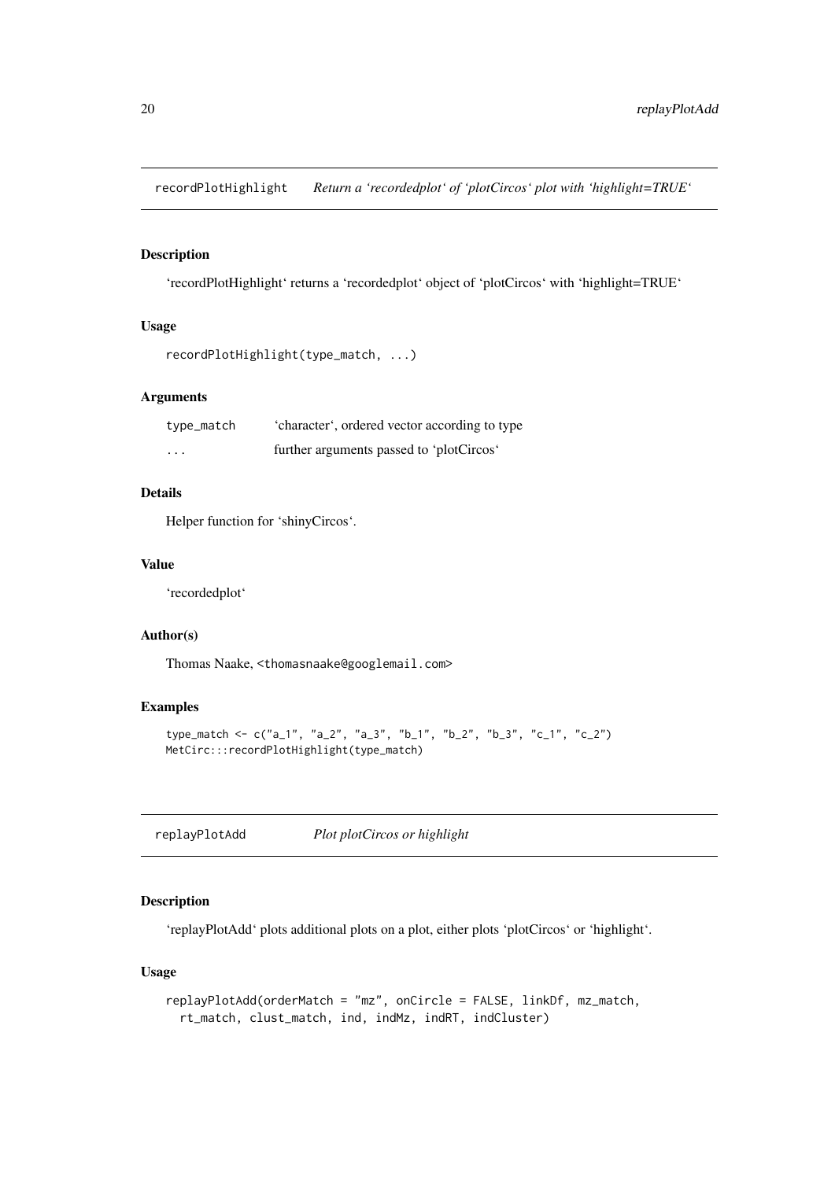## recordPlotHighlight *Return a 'recordedplot' of 'plotCircos' plot with 'highlight=TRUE'*

### Description

'recordPlotHighlight' returns a 'recordedplot' object of 'plotCircos' with 'highlight=TRUE'

### Usage

```
recordPlotHighlight(type_match, ...)
```

### Arguments

| | |
|---|---|
| type_match | 'character', ordered vector according to type |
| ... | further arguments passed to 'plotCircos' |

### Details

Helper function for 'shinyCircos'.

### Value

'recordedplot'

### Author(s)

Thomas Naake, <thomasnaake@googlemail.com>

### Examples

```
type_match <- c("a_1", "a_2", "a_3", "b_1", "b_2", "b_3", "c_1", "c_2")
MetCirc:::recordPlotHighlight(type_match)
```

## replayPlotAdd *Plot plotCircos or highlight*

### Description

'replayPlotAdd' plots additional plots on a plot, either plots 'plotCircos' or 'highlight'.

### Usage

```
replayPlotAdd(orderMatch = "mz", onCircle = FALSE, linkDf, mz_match,
  rt_match, clust_match, ind, indMz, indRT, indCluster)
```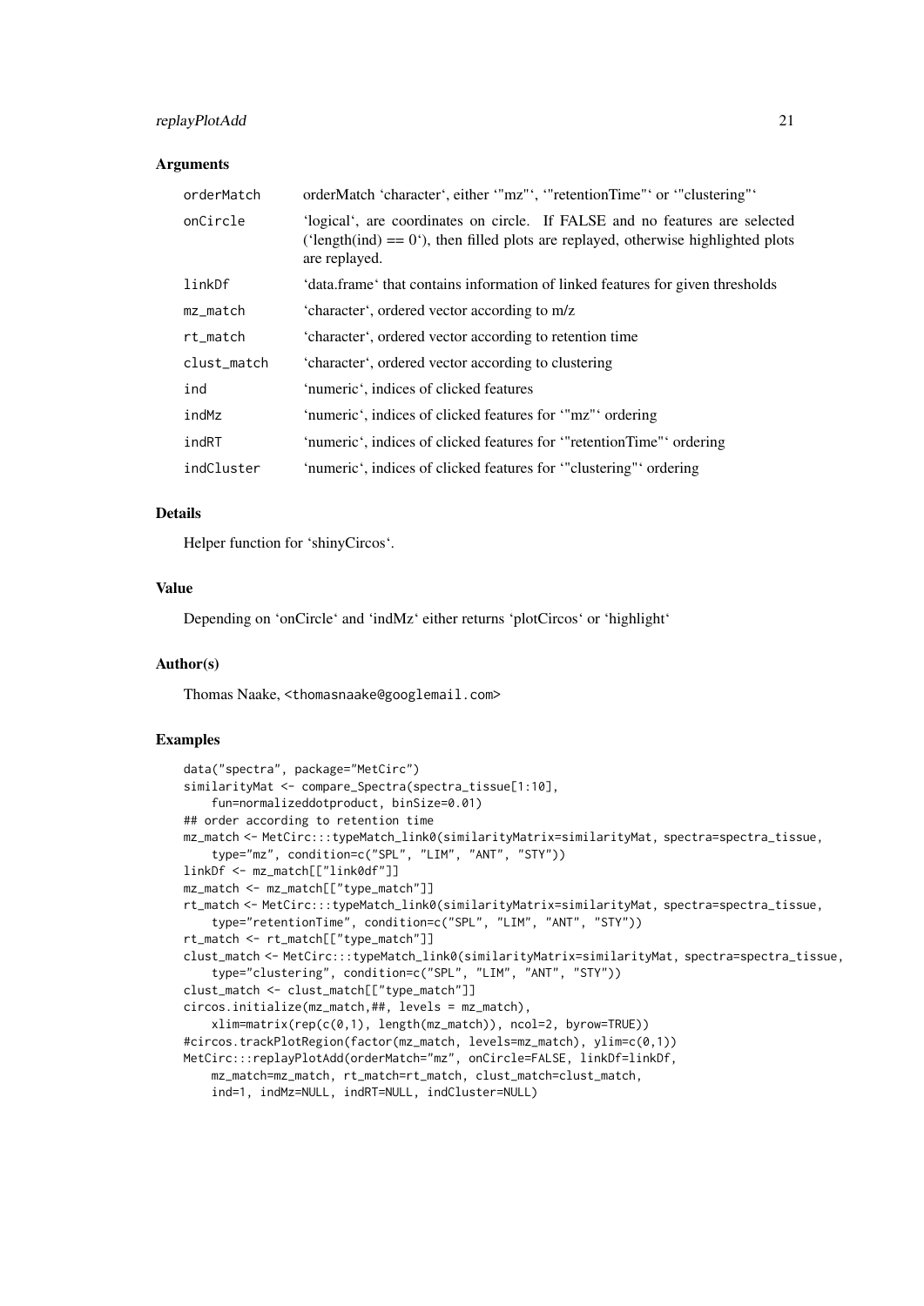### Arguments

| | |
|---|---|
| orderMatch | orderMatch 'character', either '"mz"', '"retentionTime"' or '"clustering"' |
| onCircle | 'logical', are coordinates on circle. If FALSE and no features are selected ('length(ind) == 0'), then filled plots are replayed, otherwise highlighted plots are replayed. |
| linkDf | 'data.frame' that contains information of linked features for given thresholds |
| mz_match | 'character', ordered vector according to m/z |
| rt_match | 'character', ordered vector according to retention time |
| clust_match | 'character', ordered vector according to clustering |
| ind | 'numeric', indices of clicked features |
| indMz | 'numeric', indices of clicked features for '"mz"' ordering |
| indRT | 'numeric', indices of clicked features for '"retentionTime"' ordering |
| indCluster | 'numeric', indices of clicked features for '"clustering"' ordering |

### Details

Helper function for 'shinyCircos'.

### Value

Depending on 'onCircle' and 'indMz' either returns 'plotCircos' or 'highlight'

### Author(s)

Thomas Naake, <thomasnaake@googlemail.com>

### Examples

```
data("spectra", package="MetCirc")
similarityMat <- compare_Spectra(spectra_tissue[1:10],
    fun=normalizeddotproduct, binSize=0.01)
## order according to retention time
mz_match <- MetCirc:::typeMatch_link0(similarityMatrix=similarityMat, spectra=spectra_tissue,
    type="mz", condition=c("SPL", "LIM", "ANT", "STY"))
linkDf <- mz_match[["link0df"]]
mz_match <- mz_match[["type_match"]]
rt_match <- MetCirc:::typeMatch_link0(similarityMatrix=similarityMat, spectra=spectra_tissue,
    type="retentionTime", condition=c("SPL", "LIM", "ANT", "STY"))
rt_match <- rt_match[["type_match"]]
clust_match <- MetCirc:::typeMatch_link0(similarityMatrix=similarityMat, spectra=spectra_tissue,
    type="clustering", condition=c("SPL", "LIM", "ANT", "STY"))
clust_match <- clust_match[["type_match"]]
circos.initialize(mz_match,##, levels = mz_match),
    xlim=matrix(rep(c(0,1), length(mz_match)), ncol=2, byrow=TRUE))
#circos.trackPlotRegion(factor(mz_match, levels=mz_match), ylim=c(0,1))
MetCirc:::replayPlotAdd(orderMatch="mz", onCircle=FALSE, linkDf=linkDf,
    mz_match=mz_match, rt_match=rt_match, clust_match=clust_match,
    ind=1, indMz=NULL, indRT=NULL, indCluster=NULL)
```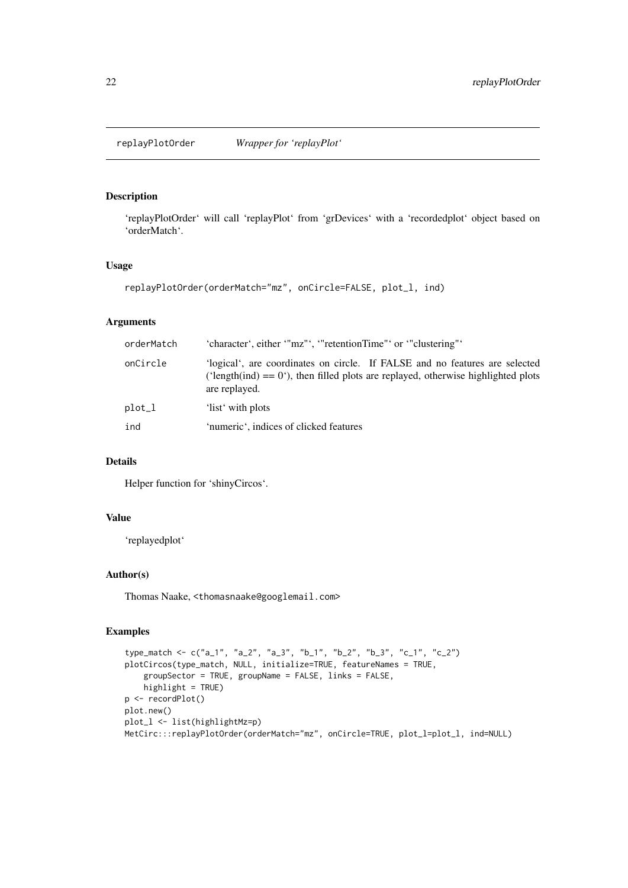## replayPlotOrder — *Wrapper for 'replayPlot'*

### Description

'replayPlotOrder' will call 'replayPlot' from 'grDevices' with a 'recordedplot' object based on 'orderMatch'.

### Usage

```
replayPlotOrder(orderMatch="mz", onCircle=FALSE, plot_l, ind)
```

### Arguments

| | |
|---|---|
| orderMatch | 'character', either '"mz"', '"retentionTime"' or '"clustering"' |
| onCircle | 'logical', are coordinates on circle. If FALSE and no features are selected ('length(ind) == 0'), then filled plots are replayed, otherwise highlighted plots are replayed. |
| plot_l | 'list' with plots |
| ind | 'numeric', indices of clicked features |

### Details

Helper function for 'shinyCircos'.

### Value

'replayedplot'

### Author(s)

Thomas Naake, <thomasnaake@googlemail.com>

### Examples

```
type_match <- c("a_1", "a_2", "a_3", "b_1", "b_2", "b_3", "c_1", "c_2")
plotCircos(type_match, NULL, initialize=TRUE, featureNames = TRUE,
    groupSector = TRUE, groupName = FALSE, links = FALSE,
    highlight = TRUE)
p <- recordPlot()
plot.new()
plot_l <- list(highlightMz=p)
MetCirc:::replayPlotOrder(orderMatch="mz", onCircle=TRUE, plot_l=plot_l, ind=NULL)
```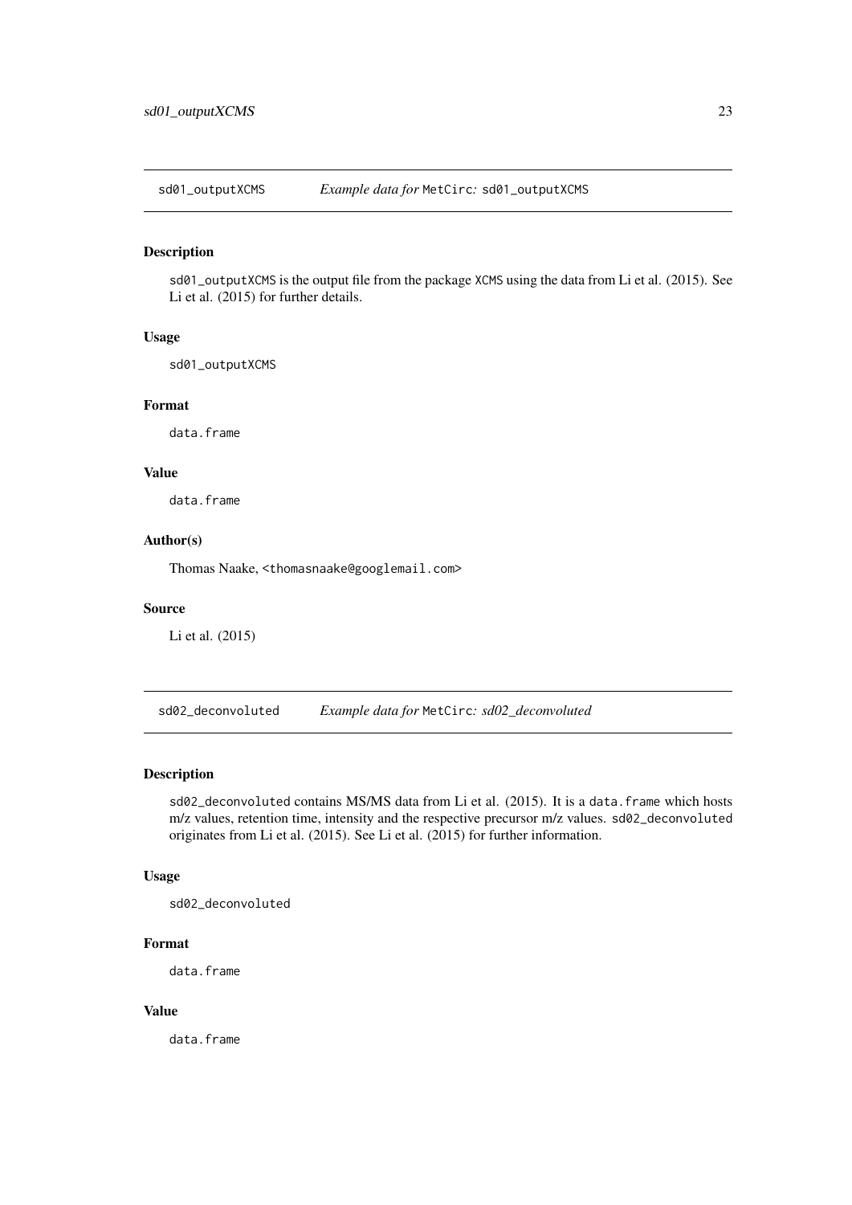## sd01_outputXCMS — *Example data for* MetCirc*:* sd01_outputXCMS

### Description

sd01_outputXCMS is the output file from the package XCMS using the data from Li et al. (2015). See Li et al. (2015) for further details.

### Usage

```
sd01_outputXCMS
```

### Format

data.frame

### Value

data.frame

### Author(s)

Thomas Naake, <thomasnaake@googlemail.com>

### Source

Li et al. (2015)

## sd02_deconvoluted — *Example data for* MetCirc*: sd02_deconvoluted*

### Description

sd02_deconvoluted contains MS/MS data from Li et al. (2015). It is a data.frame which hosts m/z values, retention time, intensity and the respective precursor m/z values. sd02_deconvoluted originates from Li et al. (2015). See Li et al. (2015) for further information.

### Usage

```
sd02_deconvoluted
```

### Format

data.frame

### Value

data.frame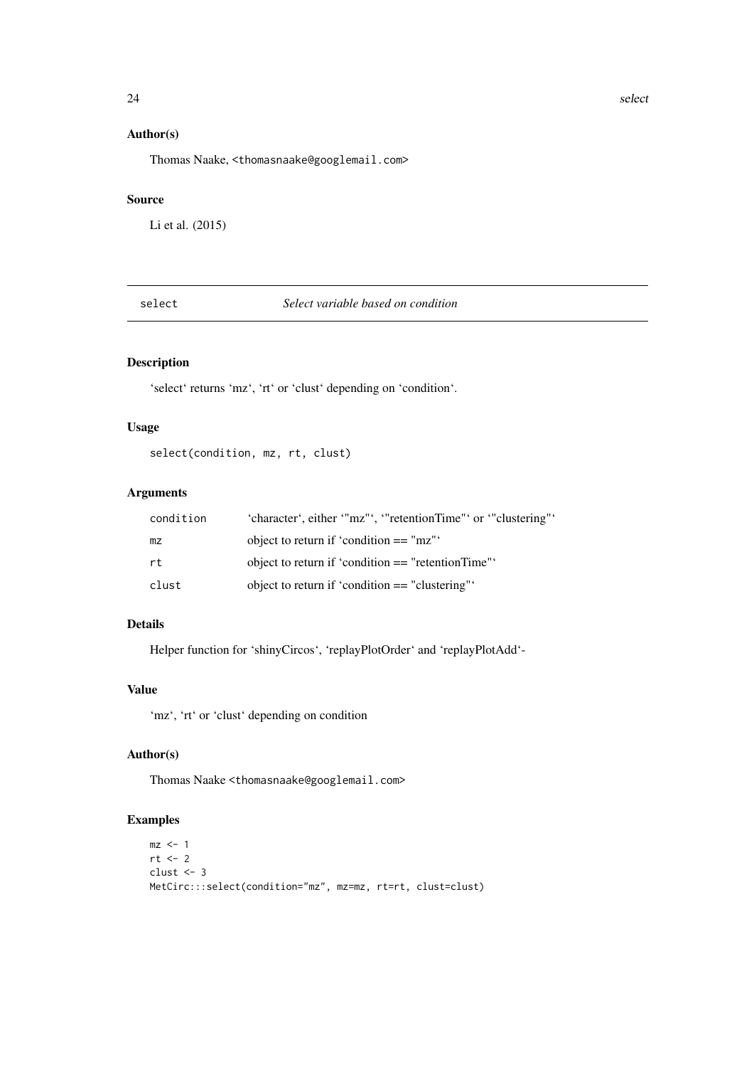### Author(s)

Thomas Naake, <thomasnaake@googlemail.com>

### Source

Li et al. (2015)

## select — *Select variable based on condition*

### Description

'select' returns 'mz', 'rt' or 'clust' depending on 'condition'.

### Usage

```
select(condition, mz, rt, clust)
```

### Arguments

| | |
|---|---|
| condition | 'character', either '"mz"', '"retentionTime"' or '"clustering"' |
| mz | object to return if 'condition == "mz"' |
| rt | object to return if 'condition == "retentionTime"' |
| clust | object to return if 'condition == "clustering"' |

### Details

Helper function for 'shinyCircos', 'replayPlotOrder' and 'replayPlotAdd'-

### Value

'mz', 'rt' or 'clust' depending on condition

### Author(s)

Thomas Naake <thomasnaake@googlemail.com>

### Examples

```
mz <- 1
rt <- 2
clust <- 3
MetCirc:::select(condition="mz", mz=mz, rt=rt, clust=clust)
```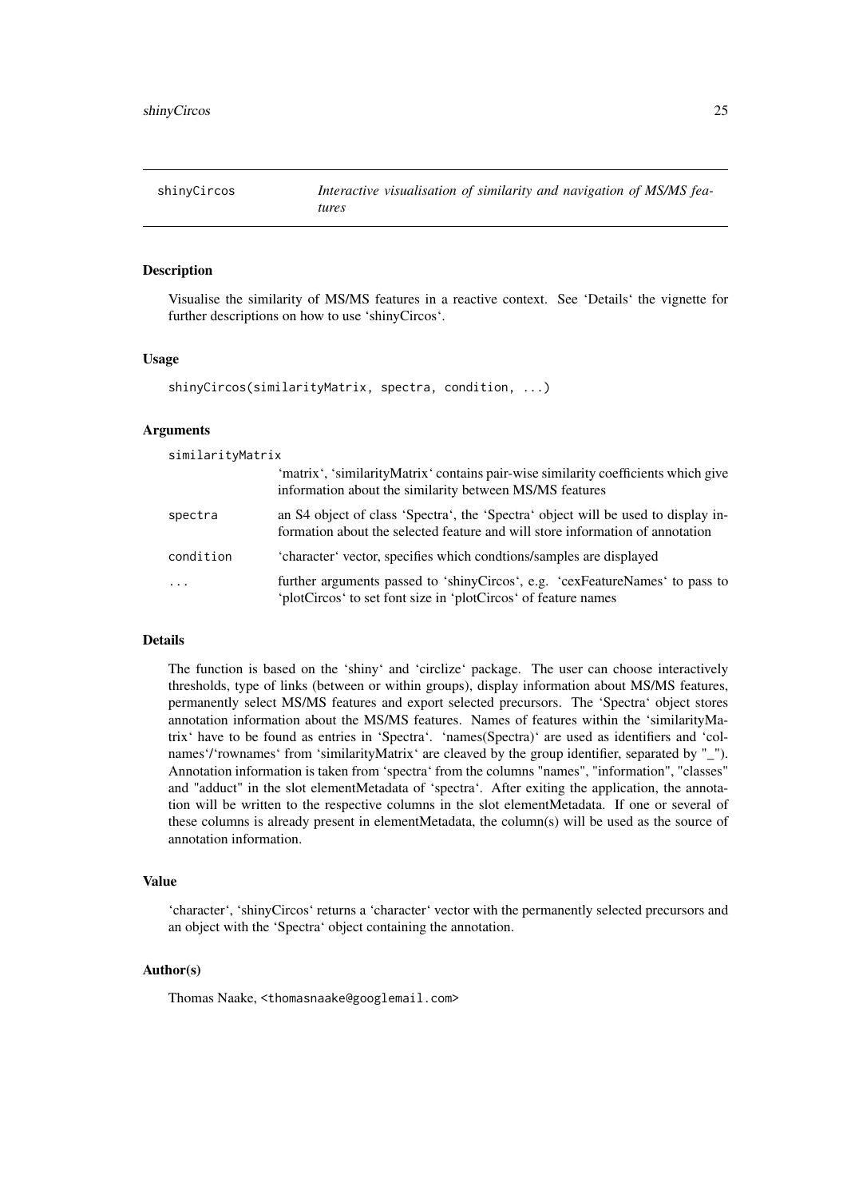## shinyCircos — *Interactive visualisation of similarity and navigation of MS/MS features*

### Description

Visualise the similarity of MS/MS features in a reactive context. See 'Details' the vignette for further descriptions on how to use 'shinyCircos'.

### Usage

```
shinyCircos(similarityMatrix, spectra, condition, ...)
```

### Arguments

| | |
|---|---|
| similarityMatrix | 'matrix', 'similarityMatrix' contains pair-wise similarity coefficients which give information about the similarity between MS/MS features |
| spectra | an S4 object of class 'Spectra', the 'Spectra' object will be used to display information about the selected feature and will store information of annotation |
| condition | 'character' vector, specifies which condtions/samples are displayed |
| ... | further arguments passed to 'shinyCircos', e.g. 'cexFeatureNames' to pass to 'plotCircos' to set font size in 'plotCircos' of feature names |

### Details

The function is based on the 'shiny' and 'circlize' package. The user can choose interactively thresholds, type of links (between or within groups), display information about MS/MS features, permanently select MS/MS features and export selected precursors. The 'Spectra' object stores annotation information about the MS/MS features. Names of features within the 'similarityMatrix' have to be found as entries in 'Spectra'. 'names(Spectra)' are used as identifiers and 'colnames'/'rownames' from 'similarityMatrix' are cleaved by the group identifier, separated by "_"). Annotation information is taken from 'spectra' from the columns "names", "information", "classes" and "adduct" in the slot elementMetadata of 'spectra'. After exiting the application, the annotation will be written to the respective columns in the slot elementMetadata. If one or several of these columns is already present in elementMetadata, the column(s) will be used as the source of annotation information.

### Value

'character', 'shinyCircos' returns a 'character' vector with the permanently selected precursors and an object with the 'Spectra' object containing the annotation.

### Author(s)

Thomas Naake, <thomasnaake@googlemail.com>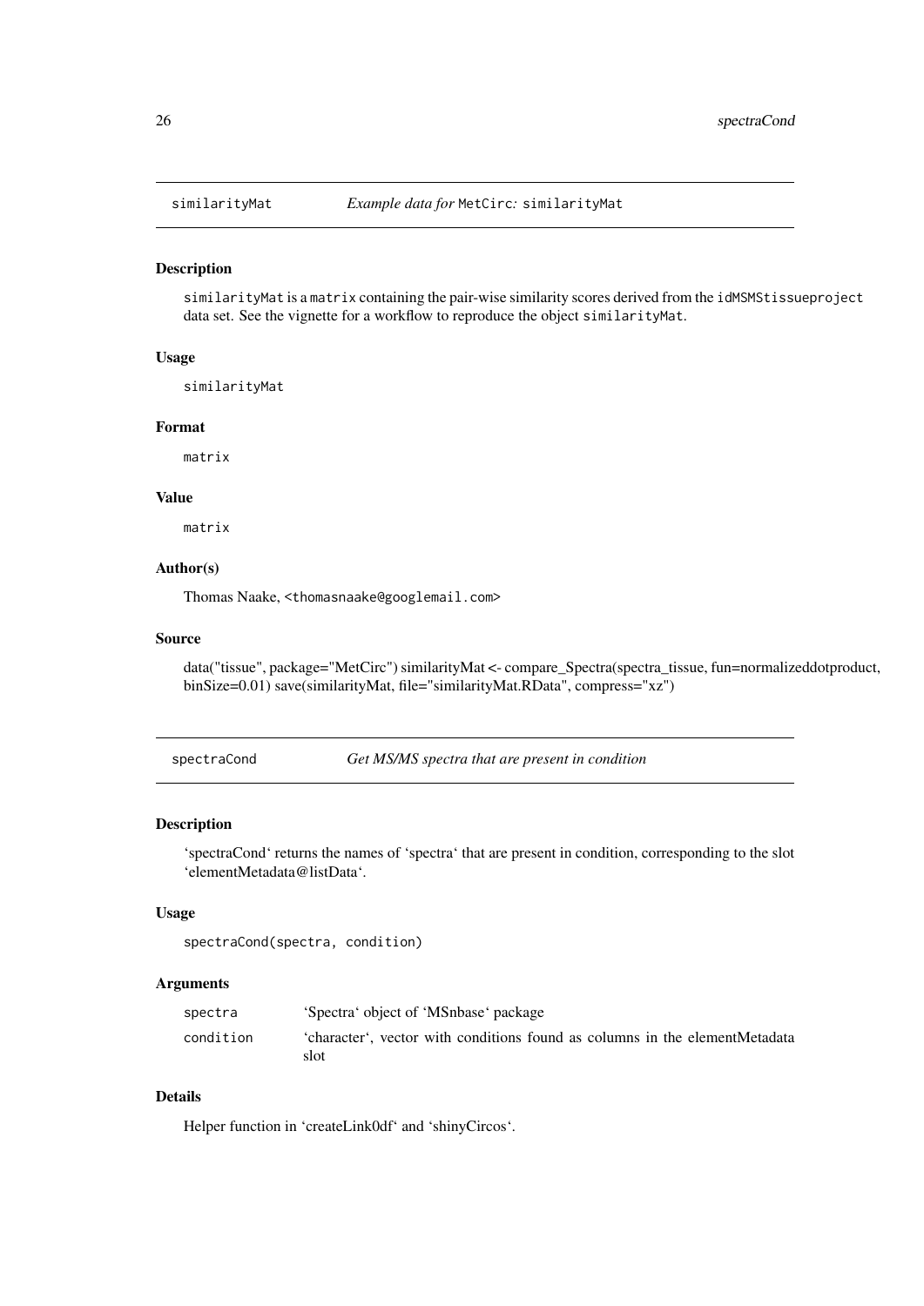## similarityMat — *Example data for* MetCirc*:* similarityMat

### Description

similarityMat is a matrix containing the pair-wise similarity scores derived from the idMSMStissueproject data set. See the vignette for a workflow to reproduce the object similarityMat.

### Usage

```
similarityMat
```

### Format

matrix

### Value

matrix

### Author(s)

Thomas Naake, <thomasnaake@googlemail.com>

### Source

data("tissue", package="MetCirc") similarityMat <- compare_Spectra(spectra_tissue, fun=normalizeddotproduct, binSize=0.01) save(similarityMat, file="similarityMat.RData", compress="xz")

## spectraCond — *Get MS/MS spectra that are present in condition*

### Description

'spectraCond' returns the names of 'spectra' that are present in condition, corresponding to the slot 'elementMetadata@listData'.

### Usage

```
spectraCond(spectra, condition)
```

### Arguments

| | |
|---|---|
| spectra | 'Spectra' object of 'MSnbase' package |
| condition | 'character', vector with conditions found as columns in the elementMetadata slot |

### Details

Helper function in 'createLink0df' and 'shinyCircos'.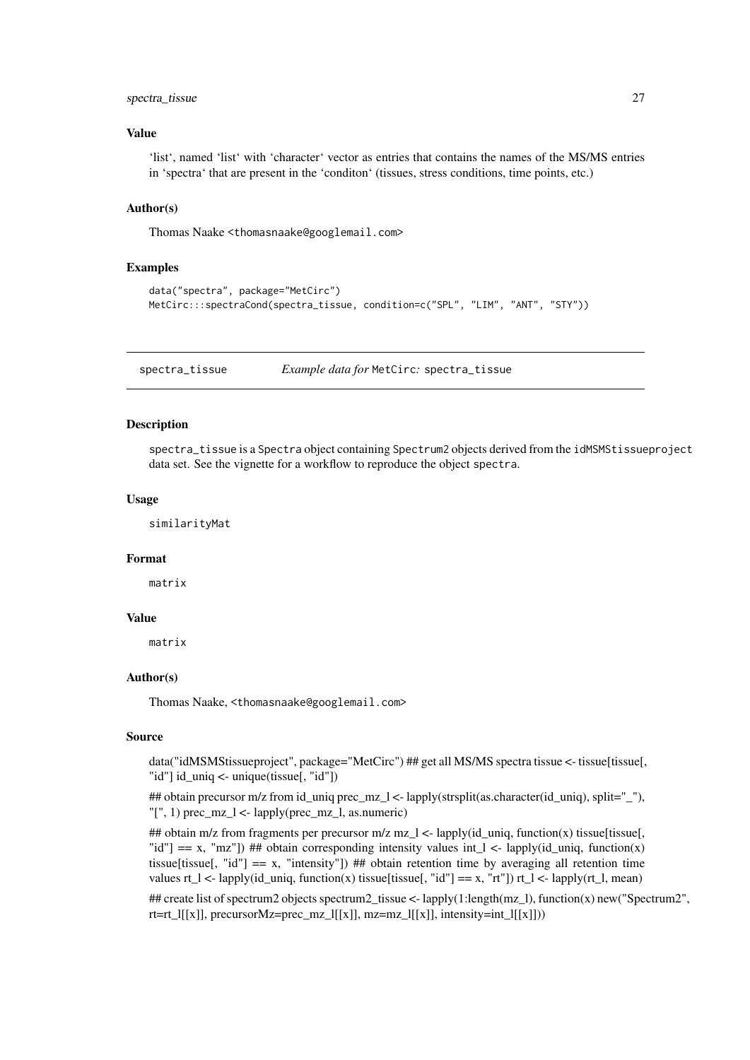### Value

'list', named 'list' with 'character' vector as entries that contains the names of the MS/MS entries in 'spectra' that are present in the 'conditon' (tissues, stress conditions, time points, etc.)

### Author(s)

Thomas Naake <thomasnaake@googlemail.com>

### Examples

```
data("spectra", package="MetCirc")
MetCirc:::spectraCond(spectra_tissue, condition=c("SPL", "LIM", "ANT", "STY"))
```

---

## spectra_tissue — *Example data for* `MetCirc`*:* `spectra_tissue`

---

### Description

`spectra_tissue` is a `Spectra` object containing `Spectrum2` objects derived from the `idMSMStissueproject` data set. See the vignette for a workflow to reproduce the object `spectra`.

### Usage

```
similarityMat
```

### Format

`matrix`

### Value

`matrix`

### Author(s)

Thomas Naake, <thomasnaake@googlemail.com>

### Source

data("idMSMStissueproject", package="MetCirc") ## get all MS/MS spectra tissue <- tissue[tissue[, "id"] id_uniq <- unique(tissue[, "id"])

## obtain precursor m/z from id_uniq prec_mz_l <- lapply(strsplit(as.character(id_uniq), split="_"), "[", 1) prec_mz_l <- lapply(prec_mz_l, as.numeric)

## obtain m/z from fragments per precursor m/z mz_l <- lapply(id_uniq, function(x) tissue[tissue[, "id"] == x, "mz"]) ## obtain corresponding intensity values int_l <- lapply(id_uniq, function(x) tissue[tissue[, "id"] == x, "intensity"]) ## obtain retention time by averaging all retention time values rt_l <- lapply(id_uniq, function(x) tissue[tissue[, "id"] == x, "rt"]) rt_l <- lapply(rt_l, mean)

## create list of spectrum2 objects spectrum2_tissue <- lapply(1:length(mz_l), function(x) new("Spectrum2", rt=rt_l[[x]], precursorMz=prec_mz_l[[x]], mz=mz_l[[x]], intensity=int_l[[x]]))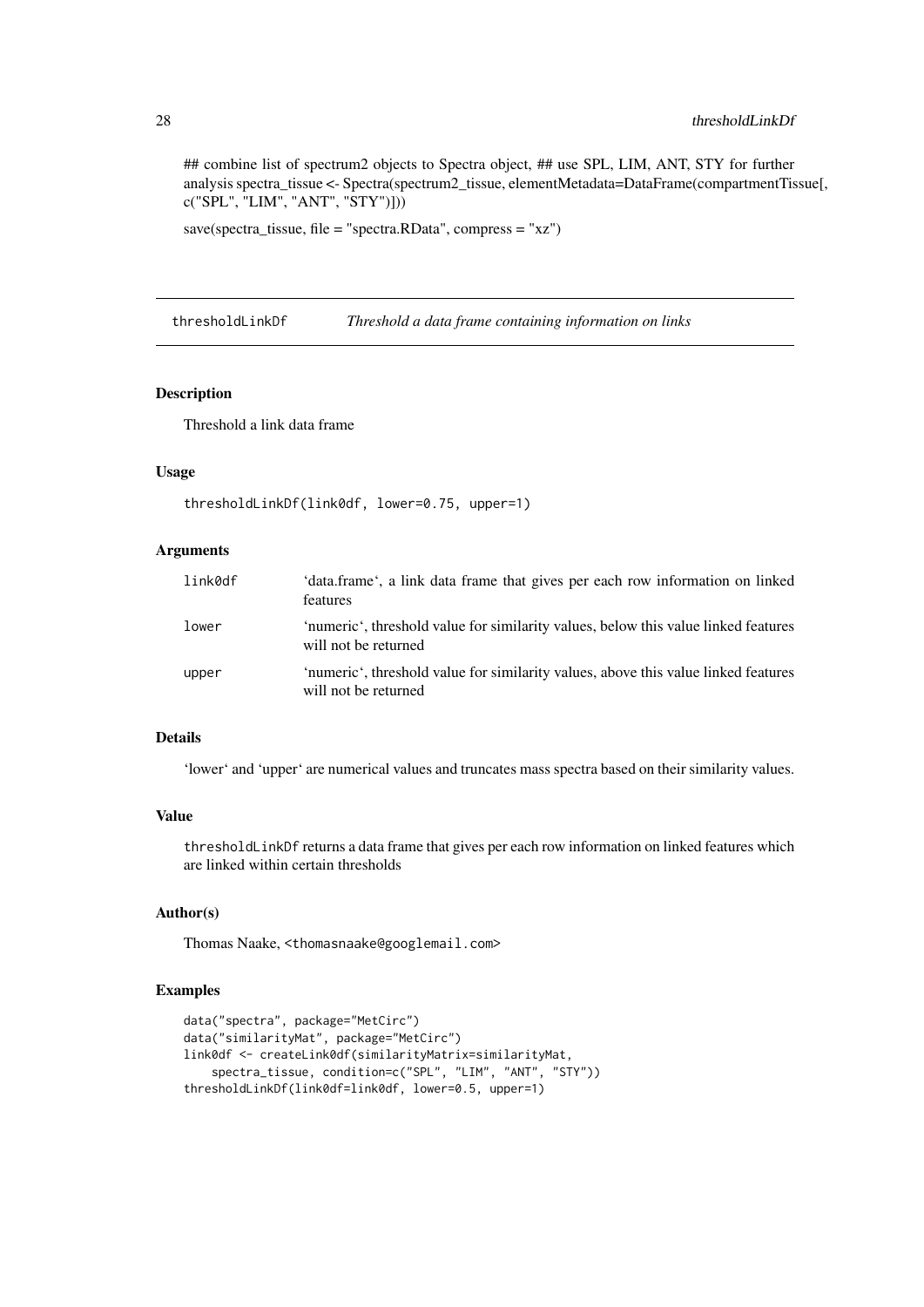## combine list of spectrum2 objects to Spectra object, ## use SPL, LIM, ANT, STY for further analysis spectra_tissue <- Spectra(spectrum2_tissue, elementMetadata=DataFrame(compartmentTissue[, c("SPL", "LIM", "ANT", "STY")]))

save(spectra_tissue, file = "spectra.RData", compress = "xz")

---

## thresholdLinkDf    *Threshold a data frame containing information on links*

### Description

Threshold a link data frame

### Usage

```
thresholdLinkDf(link0df, lower=0.75, upper=1)
```

### Arguments

| | |
|---|---|
| link0df | 'data.frame', a link data frame that gives per each row information on linked features |
| lower | 'numeric', threshold value for similarity values, below this value linked features will not be returned |
| upper | 'numeric', threshold value for similarity values, above this value linked features will not be returned |

### Details

'lower' and 'upper' are numerical values and truncates mass spectra based on their similarity values.

### Value

thresholdLinkDf returns a data frame that gives per each row information on linked features which are linked within certain thresholds

### Author(s)

Thomas Naake, <thomasnaake@googlemail.com>

### Examples

```
data("spectra", package="MetCirc")
data("similarityMat", package="MetCirc")
link0df <- createLink0df(similarityMatrix=similarityMat,
    spectra_tissue, condition=c("SPL", "LIM", "ANT", "STY"))
thresholdLinkDf(link0df=link0df, lower=0.5, upper=1)
```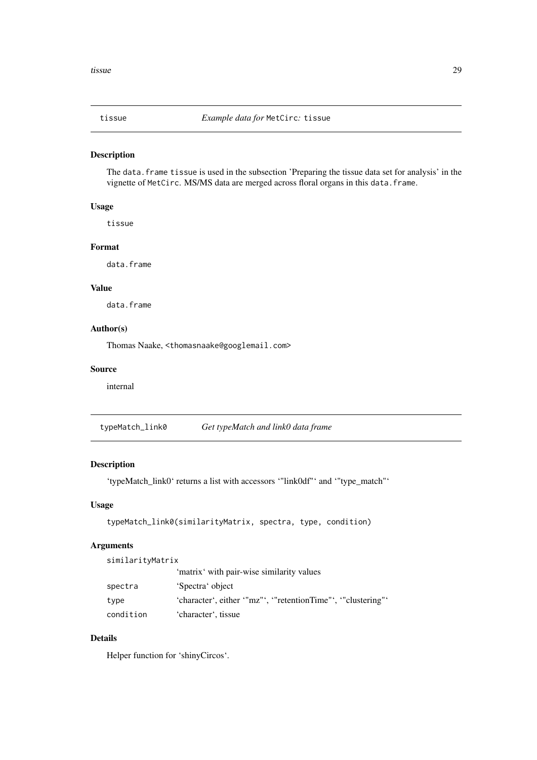## tissue — *Example data for* MetCirc*:* tissue

### Description

The data.frame tissue is used in the subsection 'Preparing the tissue data set for analysis' in the vignette of MetCirc. MS/MS data are merged across floral organs in this data.frame.

### Usage

```
tissue
```

### Format

data.frame

### Value

data.frame

### Author(s)

Thomas Naake, <thomasnaake@googlemail.com>

### Source

internal

## typeMatch_link0 — *Get typeMatch and link0 data frame*

### Description

'typeMatch_link0' returns a list with accessors '"link0df"' and '"type_match"'

### Usage

```
typeMatch_link0(similarityMatrix, spectra, type, condition)
```

### Arguments

| | |
|---|---|
| similarityMatrix | 'matrix' with pair-wise similarity values |
| spectra | 'Spectra' object |
| type | 'character', either '"mz"', '"retentionTime"', '"clustering"' |
| condition | 'character', tissue |

### Details

Helper function for 'shinyCircos'.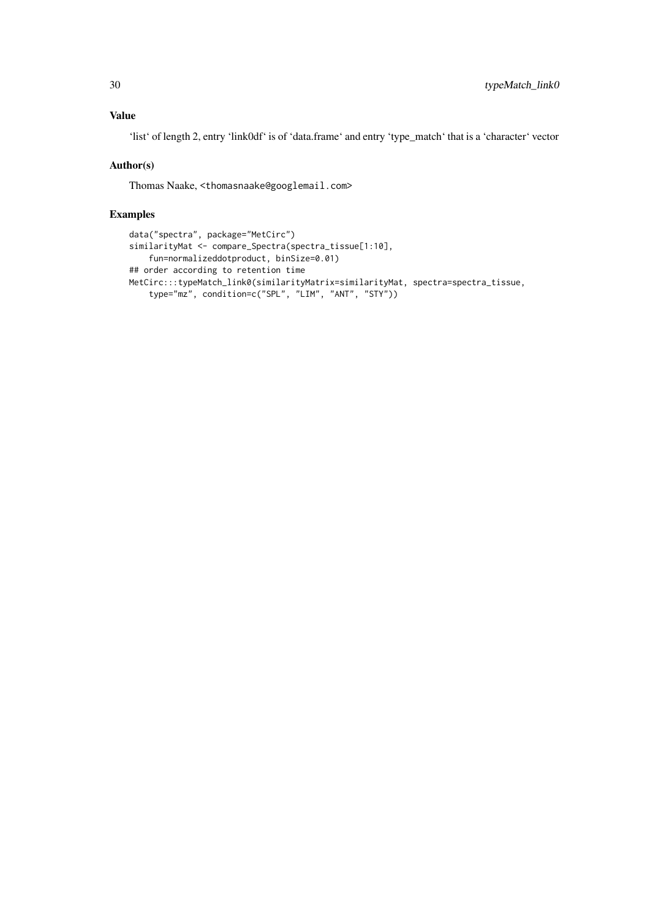### Value

'list' of length 2, entry 'link0df' is of 'data.frame' and entry 'type_match' that is a 'character' vector

### Author(s)

Thomas Naake, <thomasnaake@googlemail.com>

### Examples

```
data("spectra", package="MetCirc")
similarityMat <- compare_Spectra(spectra_tissue[1:10],
    fun=normalizeddotproduct, binSize=0.01)
## order according to retention time
MetCirc:::typeMatch_link0(similarityMatrix=similarityMat, spectra=spectra_tissue,
    type="mz", condition=c("SPL", "LIM", "ANT", "STY"))
```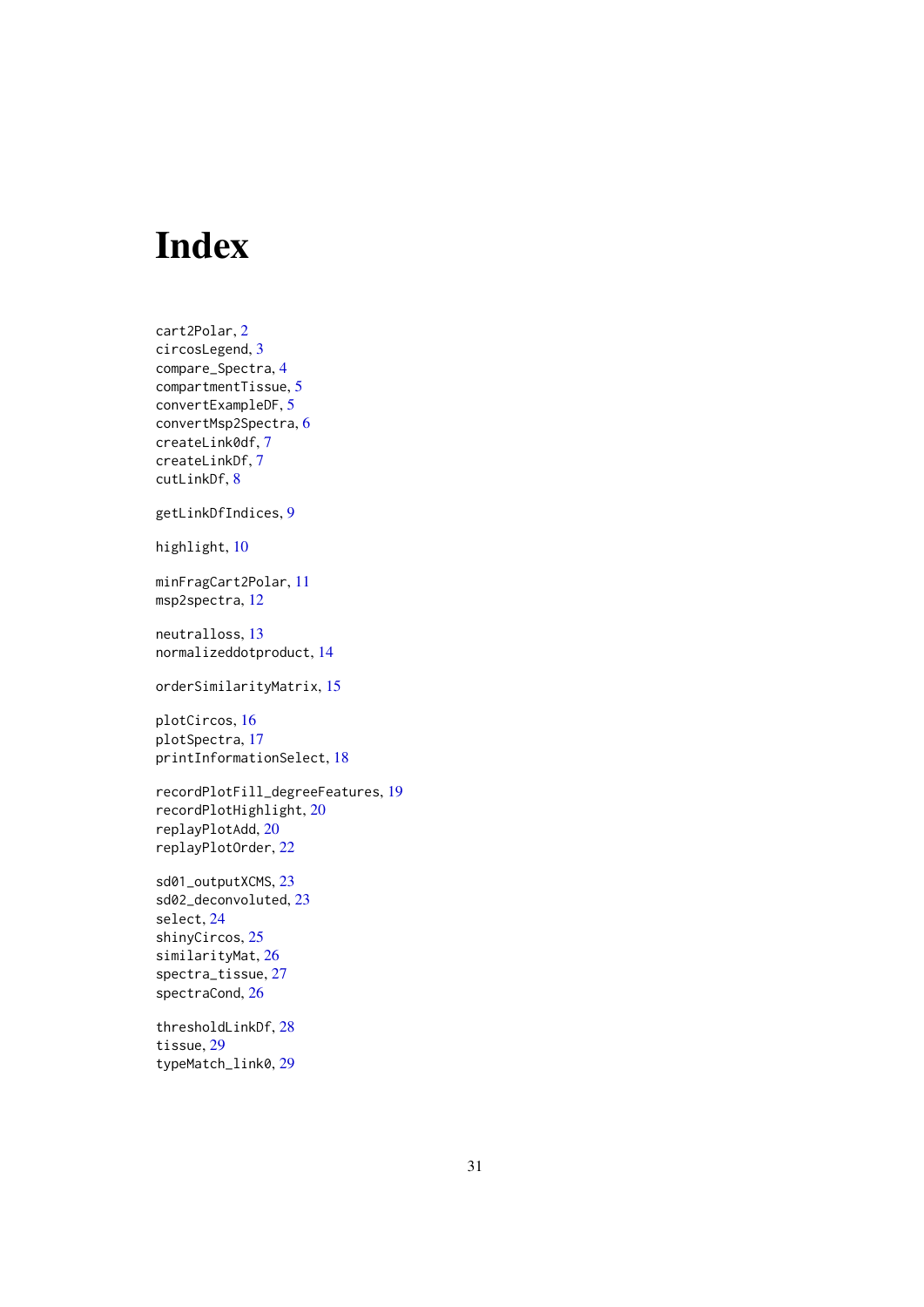# Index

cart2Polar, 2
circosLegend, 3
compare_Spectra, 4
compartmentTissue, 5
convertExampleDF, 5
convertMsp2Spectra, 6
createLink0df, 7
createLinkDf, 7
cutLinkDf, 8

getLinkDfIndices, 9

highlight, 10

minFragCart2Polar, 11
msp2spectra, 12

neutralloss, 13
normalizeddotproduct, 14

orderSimilarityMatrix, 15

plotCircos, 16
plotSpectra, 17
printInformationSelect, 18

recordPlotFill_degreeFeatures, 19
recordPlotHighlight, 20
replayPlotAdd, 20
replayPlotOrder, 22

sd01_outputXCMS, 23
sd02_deconvoluted, 23
select, 24
shinyCircos, 25
similarityMat, 26
spectra_tissue, 27
spectraCond, 26

thresholdLinkDf, 28
tissue, 29
typeMatch_link0, 29